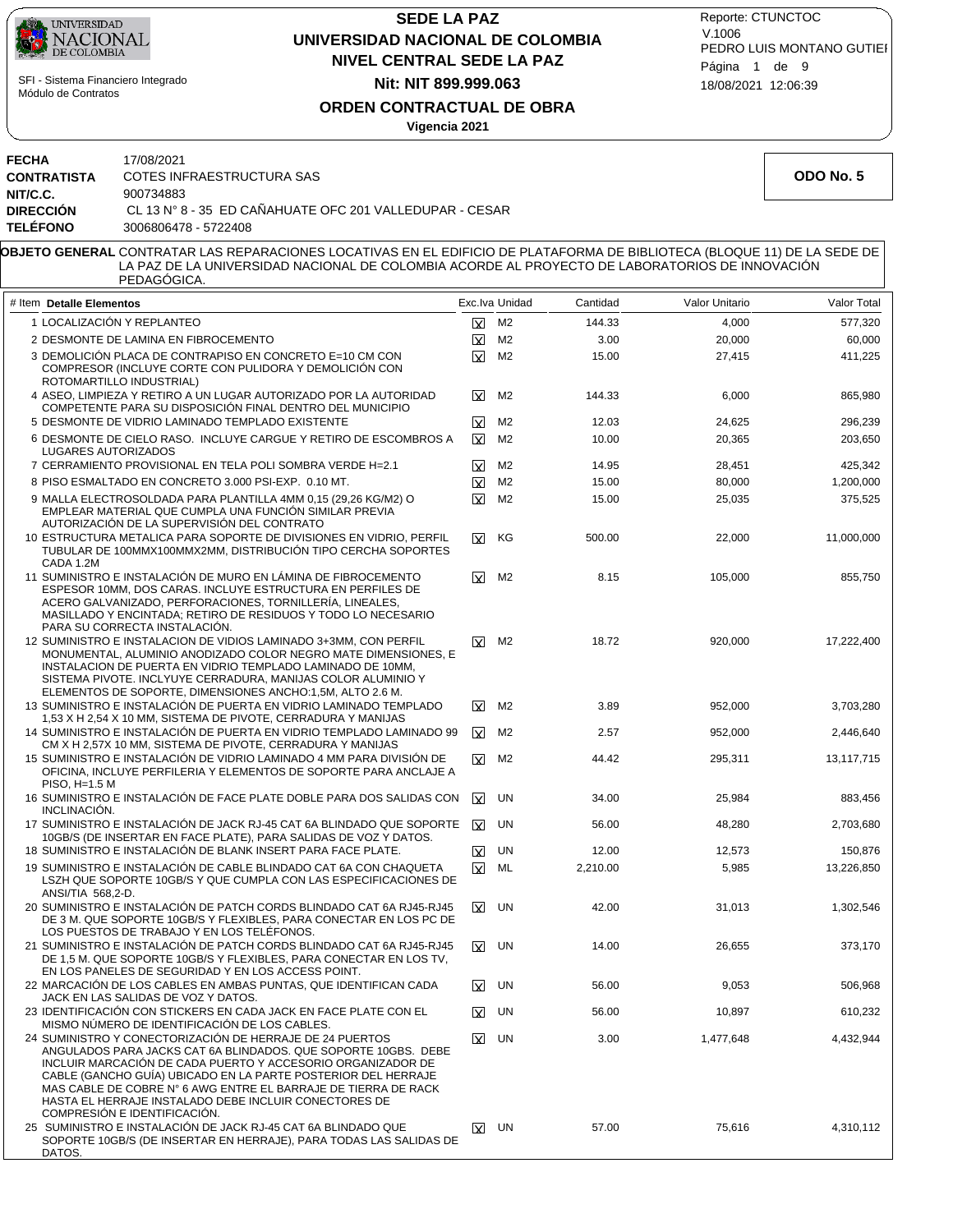# SEDE LA PAZ

## UNIVERSIDAD NACIONAL DE COLOMBIA

### NIVEL CENTRAL SEDE LA PAZ

### Nit: NIT 899.999.063

### ORDEN CONTRACTUAL DE OBRA

**Vigencia 2021**

SFI - Sistema Financiero Integrado
Módulo de Contratos

Reporte: CTUNCTOC
V.1006
PEDRO LUIS MONTANO GUTIEI
18/08/2021 12:06:39

**FECHA** 17/08/2021
**CONTRATISTA** COTES INFRAESTRUCTURA SAS
**NIT/C.C.** 900734883
**DIRECCIÓN** CL 13 N° 8 - 35 ED CAÑAHUATE OFC 201 VALLEDUPAR - CESAR
**TELÉFONO** 3006806478 - 5722408

**ODO No. 5**

**OBJETO GENERAL** CONTRATAR LAS REPARACIONES LOCATIVAS EN EL EDIFICIO DE PLATAFORMA DE BIBLIOTECA (BLOQUE 11) DE LA SEDE DE LA PAZ DE LA UNIVERSIDAD NACIONAL DE COLOMBIA ACORDE AL PROYECTO DE LABORATORIOS DE INNOVACIÓN PEDAGÓGICA.

| # Item | Detalle Elementos | Exc.Iva | Unidad | Cantidad | Valor Unitario | Valor Total |
|---|---|---|---|---|---|---|
| 1 | LOCALIZACIÓN Y REPLANTEO | X | M2 | 144.33 | 4,000 | 577,320 |
| 2 | DESMONTE DE LAMINA EN FIBROCEMENTO | X | M2 | 3.00 | 20,000 | 60,000 |
| 3 | DEMOLICIÓN PLACA DE CONTRAPISO EN CONCRETO E=10 CM CON COMPRESOR (INCLUYE CORTE CON PULIDORA Y DEMOLICIÓN CON ROTOMARTILLO INDUSTRIAL) | X | M2 | 15.00 | 27,415 | 411,225 |
| 4 | ASEO, LIMPIEZA Y RETIRO A UN LUGAR AUTORIZADO POR LA AUTORIDAD COMPETENTE PARA SU DISPOSICIÓN FINAL DENTRO DEL MUNICIPIO | X | M2 | 144.33 | 6,000 | 865,980 |
| 5 | DESMONTE DE VIDRIO LAMINADO TEMPLADO EXISTENTE | X | M2 | 12.03 | 24,625 | 296,239 |
| 6 | DESMONTE DE CIELO RASO. INCLUYE CARGUE Y RETIRO DE ESCOMBROS A LUGARES AUTORIZADOS | X | M2 | 10.00 | 20,365 | 203,650 |
| 7 | CERRAMIENTO PROVISIONAL EN TELA POLI SOMBRA VERDE H=2.1 | X | M2 | 14.95 | 28,451 | 425,342 |
| 8 | PISO ESMALTADO EN CONCRETO 3.000 PSI-EXP. 0.10 MT. | X | M2 | 15.00 | 80,000 | 1,200,000 |
| 9 | MALLA ELECTROSOLDADA PARA PLANTILLA 4MM 0,15 (29,26 KG/M2) O EMPLEAR MATERIAL QUE CUMPLA UNA FUNCIÓN SIMILAR PREVIA AUTORIZACIÓN DE LA SUPERVISIÓN DEL CONTRATO | X | M2 | 15.00 | 25,035 | 375,525 |
| 10 | ESTRUCTURA METALICA PARA SOPORTE DE DIVISIONES EN VIDRIO, PERFIL TUBULAR DE 100MMX100MMX2MM, DISTRIBUCIÓN TIPO CERCHA SOPORTES CADA 1.2M | X | KG | 500.00 | 22,000 | 11,000,000 |
| 11 | SUMINISTRO E INSTALACIÓN DE MURO EN LÁMINA DE FIBROCEMENTO ESPESOR 10MM, DOS CARAS. INCLUYE ESTRUCTURA EN PERFILES DE ACERO GALVANIZADO, PERFORACIONES, TORNILLERÍA, LINEALES, MASILLADO Y ENCINTADA; RETIRO DE RESIDUOS Y TODO LO NECESARIO PARA SU CORRECTA INSTALACIÓN. | X | M2 | 8.15 | 105,000 | 855,750 |
| 12 | SUMINISTRO E INSTALACION DE VIDIOS LAMINADO 3+3MM, CON PERFIL MONUMENTAL, ALUMINIO ANODIZADO COLOR NEGRO MATE DIMENSIONES, E INSTALACION DE PUERTA EN VIDRIO TEMPLADO LAMINADO DE 10MM, SISTEMA PIVOTE. INCLYUYE CERRADURA, MANIJAS COLOR ALUMINIO Y ELEMENTOS DE SOPORTE, DIMENSIONES ANCHO:1,5M, ALTO 2.6 M. | X | M2 | 18.72 | 920,000 | 17,222,400 |
| 13 | SUMINISTRO E INSTALACIÓN DE PUERTA EN VIDRIO LAMINADO TEMPLADO 1,53 X H 2,54 X 10 MM, SISTEMA DE PIVOTE, CERRADURA Y MANIJAS | X | M2 | 3.89 | 952,000 | 3,703,280 |
| 14 | SUMINISTRO E INSTALACIÓN DE PUERTA EN VIDRIO TEMPLADO LAMINADO 99 CM X H 2,57X 10 MM, SISTEMA DE PIVOTE, CERRADURA Y MANIJAS | X | M2 | 2.57 | 952,000 | 2,446,640 |
| 15 | SUMINISTRO E INSTALACIÓN DE VIDRIO LAMINADO 4 MM PARA DIVISIÓN DE OFICINA, INCLUYE PERFILERIA Y ELEMENTOS DE SOPORTE PARA ANCLAJE A PISO, H=1.5 M | X | M2 | 44.42 | 295,311 | 13,117,715 |
| 16 | SUMINISTRO E INSTALACIÓN DE FACE PLATE DOBLE PARA DOS SALIDAS CON INCLINACIÓN. | X | UN | 34.00 | 25,984 | 883,456 |
| 17 | SUMINISTRO E INSTALACIÓN DE JACK RJ-45 CAT 6A BLINDADO QUE SOPORTE 10GB/S (DE INSERTAR EN FACE PLATE), PARA SALIDAS DE VOZ Y DATOS. | X | UN | 56.00 | 48,280 | 2,703,680 |
| 18 | SUMINISTRO E INSTALACIÓN DE BLANK INSERT PARA FACE PLATE. | X | UN | 12.00 | 12,573 | 150,876 |
| 19 | SUMINISTRO E INSTALACIÓN DE CABLE BLINDADO CAT 6A CON CHAQUETA LSZH QUE SOPORTE 10GB/S Y QUE CUMPLA CON LAS ESPECIFICACIONES DE ANSI/TIA 568,2-D. | X | ML | 2,210.00 | 5,985 | 13,226,850 |
| 20 | SUMINISTRO E INSTALACIÓN DE PATCH CORDS BLINDADO CAT 6A RJ45-RJ45 DE 3 M. QUE SOPORTE 10GB/S Y FLEXIBLES, PARA CONECTAR EN LOS PC DE LOS PUESTOS DE TRABAJO Y EN LOS TELÉFONOS. | X | UN | 42.00 | 31,013 | 1,302,546 |
| 21 | SUMINISTRO E INSTALACIÓN DE PATCH CORDS BLINDADO CAT 6A RJ45-RJ45 DE 1,5 M. QUE SOPORTE 10GB/S Y FLEXIBLES, PARA CONECTAR EN LOS TV, EN LOS PANELES DE SEGURIDAD Y EN LOS ACCESS POINT. | X | UN | 14.00 | 26,655 | 373,170 |
| 22 | MARCACIÓN DE LOS CABLES EN AMBAS PUNTAS, QUE IDENTIFICAN CADA JACK EN LAS SALIDAS DE VOZ Y DATOS. | X | UN | 56.00 | 9,053 | 506,968 |
| 23 | IDENTIFICACIÓN CON STICKERS EN CADA JACK EN FACE PLATE CON EL MISMO NÚMERO DE IDENTIFICACIÓN DE LOS CABLES. | X | UN | 56.00 | 10,897 | 610,232 |
| 24 | SUMINISTRO Y CONECTORIZACIÓN DE HERRAJE DE 24 PUERTOS ANGULADOS PARA JACKS CAT 6A BLINDADOS. QUE SOPORTE 10GBS. DEBE INCLUIR MARCACIÓN DE CADA PUERTO Y ACCESORIO ORGANIZADOR DE CABLE (GANCHO GUÍA) UBICADO EN LA PARTE POSTERIOR DEL HERRAJE MAS CABLE DE COBRE N° 6 AWG ENTRE EL BARRAJE DE TIERRA DE RACK HASTA EL HERRAJE INSTALADO DEBE INCLUIR CONECTORES DE COMPRESIÓN E IDENTIFICACIÓN. | X | UN | 3.00 | 1,477,648 | 4,432,944 |
| 25 | SUMINISTRO E INSTALACIÓN DE JACK RJ-45 CAT 6A BLINDADO QUE SOPORTE 10GB/S (DE INSERTAR EN HERRAJE), PARA TODAS LAS SALIDAS DE DATOS. | X | UN | 57.00 | 75,616 | 4,310,112 |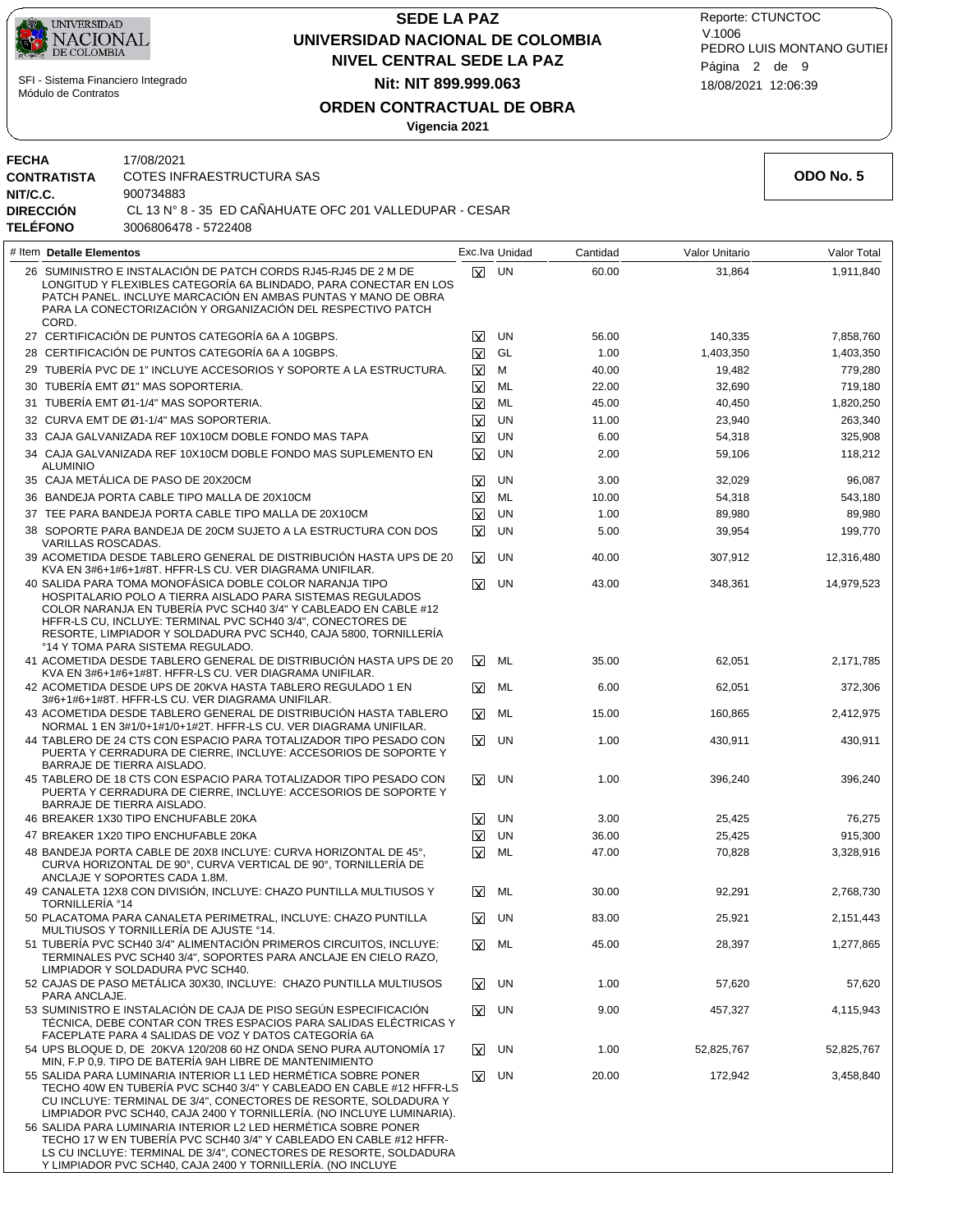**SEDE LA PAZ**
**UNIVERSIDAD NACIONAL DE COLOMBIA**
**NIVEL CENTRAL SEDE LA PAZ**
**Nit: NIT 899.999.063**
**ORDEN CONTRACTUAL DE OBRA**
**Vigencia 2021**

SFI - Sistema Financiero Integrado
Módulo de Contratos

Reporte: CTUNCTOC
V.1006
PEDRO LUIS MONTANO GUTIEI
18/08/2021 12:06:39

**FECHA** 17/08/2021
**CONTRATISTA** COTES INFRAESTRUCTURA SAS
**NIT/C.C.** 900734883
**DIRECCIÓN** CL 13 N° 8 - 35 ED CAÑAHUATE OFC 201 VALLEDUPAR - CESAR
**TELÉFONO** 3006806478 - 5722408

**ODO No. 5**

| # Item | Detalle Elementos | Exc.Iva | Unidad | Cantidad | Valor Unitario | Valor Total |
|---|---|---|---|---|---|---|
| 26 | SUMINISTRO E INSTALACIÓN DE PATCH CORDS RJ45-RJ45 DE 2 M DE LONGITUD Y FLEXIBLES CATEGORÍA 6A BLINDADO, PARA CONECTAR EN LOS PATCH PANEL. INCLUYE MARCACIÓN EN AMBAS PUNTAS Y MANO DE OBRA PARA LA CONECTORIZACIÓN Y ORGANIZACIÓN DEL RESPECTIVO PATCH CORD. | X | UN | 60.00 | 31,864 | 1,911,840 |
| 27 | CERTIFICACIÓN DE PUNTOS CATEGORÍA 6A A 10GBPS. | X | UN | 56.00 | 140,335 | 7,858,760 |
| 28 | CERTIFICACIÓN DE PUNTOS CATEGORÍA 6A A 10GBPS. | X | GL | 1.00 | 1,403,350 | 1,403,350 |
| 29 | TUBERÍA PVC DE 1" INCLUYE ACCESORIOS Y SOPORTE A LA ESTRUCTURA. | X | M | 40.00 | 19,482 | 779,280 |
| 30 | TUBERÍA EMT Ø1" MAS SOPORTERIA. | X | ML | 22.00 | 32,690 | 719,180 |
| 31 | TUBERÍA EMT Ø1-1/4" MAS SOPORTERIA. | X | ML | 45.00 | 40,450 | 1,820,250 |
| 32 | CURVA EMT DE Ø1-1/4" MAS SOPORTERIA. | X | UN | 11.00 | 23,940 | 263,340 |
| 33 | CAJA GALVANIZADA REF 10X10CM DOBLE FONDO MAS TAPA | X | UN | 6.00 | 54,318 | 325,908 |
| 34 | CAJA GALVANIZADA REF 10X10CM DOBLE FONDO MAS SUPLEMENTO EN ALUMINIO | X | UN | 2.00 | 59,106 | 118,212 |
| 35 | CAJA METÁLICA DE PASO DE 20X20CM | X | UN | 3.00 | 32,029 | 96,087 |
| 36 | BANDEJA PORTA CABLE TIPO MALLA DE 20X10CM | X | ML | 10.00 | 54,318 | 543,180 |
| 37 | TEE PARA BANDEJA PORTA CABLE TIPO MALLA DE 20X10CM | X | UN | 1.00 | 89,980 | 89,980 |
| 38 | SOPORTE PARA BANDEJA DE 20CM SUJETO A LA ESTRUCTURA CON DOS VARILLAS ROSCADAS. | X | UN | 5.00 | 39,954 | 199,770 |
| 39 | ACOMETIDA DESDE TABLERO GENERAL DE DISTRIBUCIÓN HASTA UPS DE 20 KVA EN 3#6+1#6+1#8T. HFFR-LS CU. VER DIAGRAMA UNIFILAR. | X | UN | 40.00 | 307,912 | 12,316,480 |
| 40 | SALIDA PARA TOMA MONOFÁSICA DOBLE COLOR NARANJA TIPO HOSPITALARIO POLO A TIERRA AISLADO PARA SISTEMAS REGULADOS COLOR NARANJA EN TUBERÍA PVC SCH40 3/4" Y CABLEADO EN CABLE #12 HFFR-LS CU, INCLUYE: TERMINAL PVC SCH40 3/4", CONECTORES DE RESORTE, LIMPIADOR Y SOLDADURA PVC SCH40, CAJA 5800, TORNILLERÍA °14 Y TOMA PARA SISTEMA REGULADO. | X | UN | 43.00 | 348,361 | 14,979,523 |
| 41 | ACOMETIDA DESDE TABLERO GENERAL DE DISTRIBUCIÓN HASTA UPS DE 20 KVA EN 3#6+1#6+1#8T. HFFR-LS CU. VER DIAGRAMA UNIFILAR. | X | ML | 35.00 | 62,051 | 2,171,785 |
| 42 | ACOMETIDA DESDE UPS DE 20KVA HASTA TABLERO REGULADO 1 EN 3#6+1#6+1#8T. HFFR-LS CU. VER DIAGRAMA UNIFILAR. | X | ML | 6.00 | 62,051 | 372,306 |
| 43 | ACOMETIDA DESDE TABLERO GENERAL DE DISTRIBUCIÓN HASTA TABLERO NORMAL 1 EN 3#1/0+1#1/0+1#2T. HFFR-LS CU. VER DIAGRAMA UNIFILAR. | X | ML | 15.00 | 160,865 | 2,412,975 |
| 44 | TABLERO DE 24 CTS CON ESPACIO PARA TOTALIZADOR TIPO PESADO CON PUERTA Y CERRADURA DE CIERRE, INCLUYE: ACCESORIOS DE SOPORTE Y BARRAJE DE TIERRA AISLADO. | X | UN | 1.00 | 430,911 | 430,911 |
| 45 | TABLERO DE 18 CTS CON ESPACIO PARA TOTALIZADOR TIPO PESADO CON PUERTA Y CERRADURA DE CIERRE, INCLUYE: ACCESORIOS DE SOPORTE Y BARRAJE DE TIERRA AISLADO. | X | UN | 1.00 | 396,240 | 396,240 |
| 46 | BREAKER 1X30 TIPO ENCHUFABLE 20KA | X | UN | 3.00 | 25,425 | 76,275 |
| 47 | BREAKER 1X20 TIPO ENCHUFABLE 20KA | X | UN | 36.00 | 25,425 | 915,300 |
| 48 | BANDEJA PORTA CABLE DE 20X8 INCLUYE: CURVA HORIZONTAL DE 45°, CURVA HORIZONTAL DE 90°, CURVA VERTICAL DE 90°, TORNILLERÍA DE ANCLAJE Y SOPORTES CADA 1.8M. | X | ML | 47.00 | 70,828 | 3,328,916 |
| 49 | CANALETA 12X8 CON DIVISIÓN, INCLUYE: CHAZO PUNTILLA MULTIUSOS Y TORNILLERÍA °14 | X | ML | 30.00 | 92,291 | 2,768,730 |
| 50 | PLACATOMA PARA CANALETA PERIMETRAL, INCLUYE: CHAZO PUNTILLA MULTIUSOS Y TORNILLERÍA DE AJUSTE °14. | X | UN | 83.00 | 25,921 | 2,151,443 |
| 51 | TUBERÍA PVC SCH40 3/4" ALIMENTACIÓN PRIMEROS CIRCUITOS, INCLUYE: TERMINALES PVC SCH40 3/4", SOPORTES PARA ANCLAJE EN CIELO RAZO, LIMPIADOR Y SOLDADURA PVC SCH40. | X | ML | 45.00 | 28,397 | 1,277,865 |
| 52 | CAJAS DE PASO METÁLICA 30X30, INCLUYE: CHAZO PUNTILLA MULTIUSOS PARA ANCLAJE. | X | UN | 1.00 | 57,620 | 57,620 |
| 53 | SUMINISTRO E INSTALACIÓN DE CAJA DE PISO SEGÚN ESPECIFICACIÓN TÉCNICA, DEBE CONTAR CON TRES ESPACIOS PARA SALIDAS ELÉCTRICAS Y FACEPLATE PARA 4 SALIDAS DE VOZ Y DATOS CATEGORÍA 6A | X | UN | 9.00 | 457,327 | 4,115,943 |
| 54 | UPS BLOQUE D, DE 20KVA 120/208 60 HZ ONDA SENO PURA AUTONOMÍA 17 MIN, F.P 0,9. TIPO DE BATERÍA 9AH LIBRE DE MANTENIMIENTO | X | UN | 1.00 | 52,825,767 | 52,825,767 |
| 55 | SALIDA PARA LUMINARIA INTERIOR L1 LED HERMÉTICA SOBRE PONER TECHO 40W EN TUBERÍA PVC SCH40 3/4" Y CABLEADO EN CABLE #12 HFFR-LS CU INCLUYE: TERMINAL DE 3/4", CONECTORES DE RESORTE, SOLDADURA Y LIMPIADOR PVC SCH40, CAJA 2400 Y TORNILLERÍA. (NO INCLUYE LUMINARIA). | X | UN | 20.00 | 172,942 | 3,458,840 |
| 56 | SALIDA PARA LUMINARIA INTERIOR L2 LED HERMÉTICA SOBRE PONER TECHO 17 W EN TUBERÍA PVC SCH40 3/4" Y CABLEADO EN CABLE #12 HFFR-LS CU INCLUYE: TERMINAL DE 3/4", CONECTORES DE RESORTE, SOLDADURA Y LIMPIADOR PVC SCH40, CAJA 2400 Y TORNILLERÍA. (NO INCLUYE | | | | | |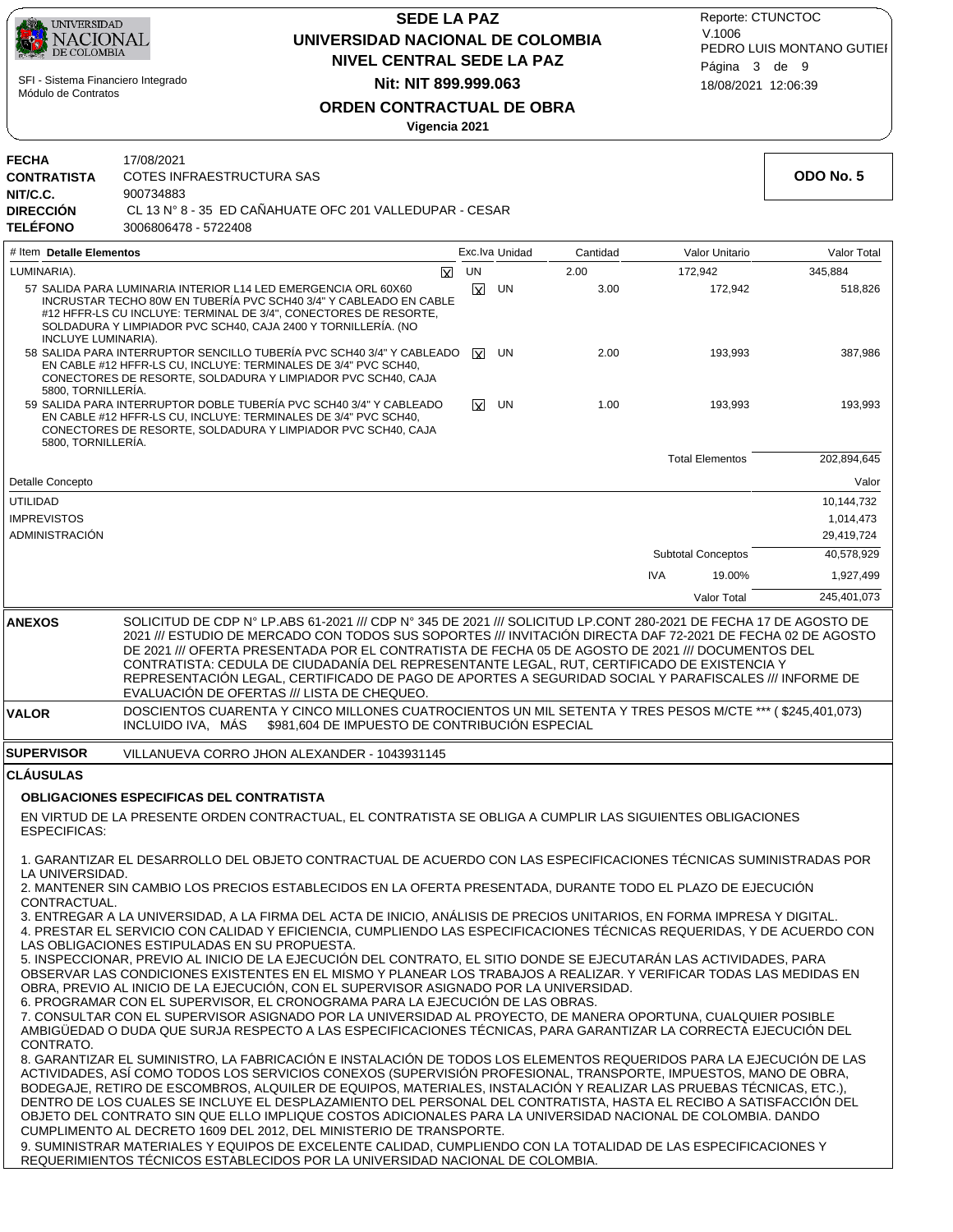# SEDE LA PAZ
# UNIVERSIDAD NACIONAL DE COLOMBIA
## NIVEL CENTRAL SEDE LA PAZ
## Nit: NIT 899.999.063
## ORDEN CONTRACTUAL DE OBRA
**Vigencia 2021**

SFI - Sistema Financiero Integrado
Módulo de Contratos

Reporte: CTUNCTOC
V.1006
PEDRO LUIS MONTANO GUTIEI
18/08/2021 12:06:39

| | |
|---|---|
| **FECHA** | 17/08/2021 |
| **CONTRATISTA** | COTES INFRAESTRUCTURA SAS |
| **NIT/C.C.** | 900734883 |
| **DIRECCIÓN** | CL 13 N° 8 - 35 ED CAÑAHUATE OFC 201 VALLEDUPAR - CESAR |
| **TELÉFONO** | 3006806478 - 5722408 |

**ODO No. 5**

| # Item | Detalle Elementos | Exc.Iva | Unidad | Cantidad | Valor Unitario | Valor Total |
|---|---|---|---|---|---|---|
| | LUMINARIA). | X | UN | 2.00 | 172,942 | 345,884 |
| 57 | SALIDA PARA LUMINARIA INTERIOR L14 LED EMERGENCIA ORL 60X60 INCRUSTAR TECHO 80W EN TUBERÍA PVC SCH40 3/4" Y CABLEADO EN CABLE #12 HFFR-LS CU INCLUYE: TERMINAL DE 3/4", CONECTORES DE RESORTE, SOLDADURA Y LIMPIADOR PVC SCH40, CAJA 2400 Y TORNILLERÍA. (NO INCLUYE LUMINARIA). | X | UN | 3.00 | 172,942 | 518,826 |
| 58 | SALIDA PARA INTERRUPTOR SENCILLO TUBERÍA PVC SCH40 3/4" Y CABLEADO EN CABLE #12 HFFR-LS CU, INCLUYE: TERMINALES DE 3/4" PVC SCH40, CONECTORES DE RESORTE, SOLDADURA Y LIMPIADOR PVC SCH40, CAJA 5800, TORNILLERÍA. | X | UN | 2.00 | 193,993 | 387,986 |
| 59 | SALIDA PARA INTERRUPTOR DOBLE TUBERÍA PVC SCH40 3/4" Y CABLEADO EN CABLE #12 HFFR-LS CU, INCLUYE: TERMINALES DE 3/4" PVC SCH40, CONECTORES DE RESORTE, SOLDADURA Y LIMPIADOR PVC SCH40, CAJA 5800, TORNILLERÍA. | X | UN | 1.00 | 193,993 | 193,993 |
| | | | | | Total Elementos | 202,894,645 |

| Detalle Concepto | | Valor |
|---|---|---|
| UTILIDAD | | 10,144,732 |
| IMPREVISTOS | | 1,014,473 |
| ADMINISTRACIÓN | | 29,419,724 |
| | Subtotal Conceptos | 40,578,929 |
| | IVA 19.00% | 1,927,499 |
| | Valor Total | 245,401,073 |

**ANEXOS** SOLICITUD DE CDP N° LP.ABS 61-2021 /// CDP N° 345 DE 2021 /// SOLICITUD LP.CONT 280-2021 DE FECHA 17 DE AGOSTO DE 2021 /// ESTUDIO DE MERCADO CON TODOS SUS SOPORTES /// INVITACIÓN DIRECTA DAF 72-2021 DE FECHA 02 DE AGOSTO DE 2021 /// OFERTA PRESENTADA POR EL CONTRATISTA DE FECHA 05 DE AGOSTO DE 2021 /// DOCUMENTOS DEL CONTRATISTA: CEDULA DE CIUDADANÍA DEL REPRESENTANTE LEGAL, RUT, CERTIFICADO DE EXISTENCIA Y REPRESENTACIÓN LEGAL, CERTIFICADO DE PAGO DE APORTES A SEGURIDAD SOCIAL Y PARAFISCALES /// INFORME DE EVALUACIÓN DE OFERTAS /// LISTA DE CHEQUEO.

**VALOR** DOSCIENTOS CUARENTA Y CINCO MILLONES CUATROCIENTOS UN MIL SETENTA Y TRES PESOS M/CTE *** ( $245,401,073) INCLUIDO IVA, MÁS $981,604 DE IMPUESTO DE CONTRIBUCIÓN ESPECIAL

**SUPERVISOR** VILLANUEVA CORRO JHON ALEXANDER - 1043931145

## CLÁUSULAS

### OBLIGACIONES ESPECIFICAS DEL CONTRATISTA

EN VIRTUD DE LA PRESENTE ORDEN CONTRACTUAL, EL CONTRATISTA SE OBLIGA A CUMPLIR LAS SIGUIENTES OBLIGACIONES ESPECIFICAS:

1. GARANTIZAR EL DESARROLLO DEL OBJETO CONTRACTUAL DE ACUERDO CON LAS ESPECIFICACIONES TÉCNICAS SUMINISTRADAS POR LA UNIVERSIDAD.
2. MANTENER SIN CAMBIO LOS PRECIOS ESTABLECIDOS EN LA OFERTA PRESENTADA, DURANTE TODO EL PLAZO DE EJECUCIÓN CONTRACTUAL.
3. ENTREGAR A LA UNIVERSIDAD, A LA FIRMA DEL ACTA DE INICIO, ANÁLISIS DE PRECIOS UNITARIOS, EN FORMA IMPRESA Y DIGITAL.
4. PRESTAR EL SERVICIO CON CALIDAD Y EFICIENCIA, CUMPLIENDO LAS ESPECIFICACIONES TÉCNICAS REQUERIDAS, Y DE ACUERDO CON LAS OBLIGACIONES ESTIPULADAS EN SU PROPUESTA.
5. INSPECCIONAR, PREVIO AL INICIO DE LA EJECUCIÓN DEL CONTRATO, EL SITIO DONDE SE EJECUTARÁN LAS ACTIVIDADES, PARA OBSERVAR LAS CONDICIONES EXISTENTES EN EL MISMO Y PLANEAR LOS TRABAJOS A REALIZAR. Y VERIFICAR TODAS LAS MEDIDAS EN OBRA, PREVIO AL INICIO DE LA EJECUCIÓN, CON EL SUPERVISOR ASIGNADO POR LA UNIVERSIDAD.
6. PROGRAMAR CON EL SUPERVISOR, EL CRONOGRAMA PARA LA EJECUCIÓN DE LAS OBRAS.
7. CONSULTAR CON EL SUPERVISOR ASIGNADO POR LA UNIVERSIDAD AL PROYECTO, DE MANERA OPORTUNA, CUALQUIER POSIBLE AMBIGÜEDAD O DUDA QUE SURJA RESPECTO A LAS ESPECIFICACIONES TÉCNICAS, PARA GARANTIZAR LA CORRECTA EJECUCIÓN DEL CONTRATO.
8. GARANTIZAR EL SUMINISTRO, LA FABRICACIÓN E INSTALACIÓN DE TODOS LOS ELEMENTOS REQUERIDOS PARA LA EJECUCIÓN DE LAS ACTIVIDADES, ASÍ COMO TODOS LOS SERVICIOS CONEXOS (SUPERVISIÓN PROFESIONAL, TRANSPORTE, IMPUESTOS, MANO DE OBRA, BODEGAJE, RETIRO DE ESCOMBROS, ALQUILER DE EQUIPOS, MATERIALES, INSTALACIÓN Y REALIZAR LAS PRUEBAS TÉCNICAS, ETC.), DENTRO DE LOS CUALES SE INCLUYE EL DESPLAZAMIENTO DEL PERSONAL DEL CONTRATISTA, HASTA EL RECIBO A SATISFACCIÓN DEL OBJETO DEL CONTRATO SIN QUE ELLO IMPLIQUE COSTOS ADICIONALES PARA LA UNIVERSIDAD NACIONAL DE COLOMBIA. DANDO CUMPLIMENTO AL DECRETO 1609 DEL 2012, DEL MINISTERIO DE TRANSPORTE.
9. SUMINISTRAR MATERIALES Y EQUIPOS DE EXCELENTE CALIDAD, CUMPLIENDO CON LA TOTALIDAD DE LAS ESPECIFICACIONES Y REQUERIMIENTOS TÉCNICOS ESTABLECIDOS POR LA UNIVERSIDAD NACIONAL DE COLOMBIA.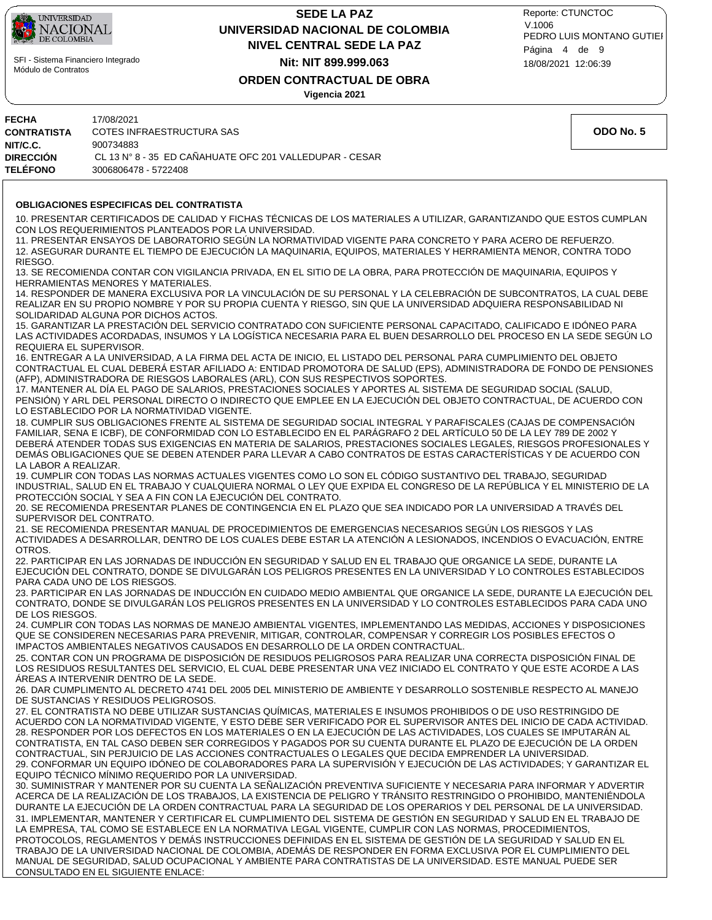| | |
|---|---|
| **FECHA** | 17/08/2021 |
| **CONTRATISTA** | COTES INFRAESTRUCTURA SAS |
| **NIT/C.C.** | 900734883 |
| **DIRECCIÓN** | CL 13 N° 8 - 35 ED CAÑAHUATE OFC 201 VALLEDUPAR - CESAR |
| **TELÉFONO** | 3006806478 - 5722408 |

**ODO No. 5**

**OBLIGACIONES ESPECIFICAS DEL CONTRATISTA**

10. PRESENTAR CERTIFICADOS DE CALIDAD Y FICHAS TÉCNICAS DE LOS MATERIALES A UTILIZAR, GARANTIZANDO QUE ESTOS CUMPLAN CON LOS REQUERIMIENTOS PLANTEADOS POR LA UNIVERSIDAD.
11. PRESENTAR ENSAYOS DE LABORATORIO SEGÚN LA NORMATIVIDAD VIGENTE PARA CONCRETO Y PARA ACERO DE REFUERZO.
12. ASEGURAR DURANTE EL TIEMPO DE EJECUCIÓN LA MAQUINARIA, EQUIPOS, MATERIALES Y HERRAMIENTA MENOR, CONTRA TODO RIESGO.
13. SE RECOMIENDA CONTAR CON VIGILANCIA PRIVADA, EN EL SITIO DE LA OBRA, PARA PROTECCIÓN DE MAQUINARIA, EQUIPOS Y HERRAMIENTAS MENORES Y MATERIALES.
14. RESPONDER DE MANERA EXCLUSIVA POR LA VINCULACIÓN DE SU PERSONAL Y LA CELEBRACIÓN DE SUBCONTRATOS, LA CUAL DEBE REALIZAR EN SU PROPIO NOMBRE Y POR SU PROPIA CUENTA Y RIESGO, SIN QUE LA UNIVERSIDAD ADQUIERA RESPONSABILIDAD NI SOLIDARIDAD ALGUNA POR DICHOS ACTOS.
15. GARANTIZAR LA PRESTACIÓN DEL SERVICIO CONTRATADO CON SUFICIENTE PERSONAL CAPACITADO, CALIFICADO E IDÓNEO PARA LAS ACTIVIDADES ACORDADAS, INSUMOS Y LA LOGÍSTICA NECESARIA PARA EL BUEN DESARROLLO DEL PROCESO EN LA SEDE SEGÚN LO REQUIERA EL SUPERVISOR.
16. ENTREGAR A LA UNIVERSIDAD, A LA FIRMA DEL ACTA DE INICIO, EL LISTADO DEL PERSONAL PARA CUMPLIMIENTO DEL OBJETO CONTRACTUAL EL CUAL DEBERÁ ESTAR AFILIADO A: ENTIDAD PROMOTORA DE SALUD (EPS), ADMINISTRADORA DE FONDO DE PENSIONES (AFP), ADMINISTRADORA DE RIESGOS LABORALES (ARL), CON SUS RESPECTIVOS SOPORTES.
17. MANTENER AL DÍA EL PAGO DE SALARIOS, PRESTACIONES SOCIALES Y APORTES AL SISTEMA DE SEGURIDAD SOCIAL (SALUD, PENSIÓN) Y ARL DEL PERSONAL DIRECTO O INDIRECTO QUE EMPLEE EN LA EJECUCIÓN DEL OBJETO CONTRACTUAL, DE ACUERDO CON LO ESTABLECIDO POR LA NORMATIVIDAD VIGENTE.
18. CUMPLIR SUS OBLIGACIONES FRENTE AL SISTEMA DE SEGURIDAD SOCIAL INTEGRAL Y PARAFISCALES (CAJAS DE COMPENSACIÓN FAMILIAR, SENA E ICBF), DE CONFORMIDAD CON LO ESTABLECIDO EN EL PARÁGRAFO 2 DEL ARTÍCULO 50 DE LA LEY 789 DE 2002 Y DEBERÁ ATENDER TODAS SUS EXIGENCIAS EN MATERIA DE SALARIOS, PRESTACIONES SOCIALES LEGALES, RIESGOS PROFESIONALES Y DEMÁS OBLIGACIONES QUE SE DEBEN ATENDER PARA LLEVAR A CABO CONTRATOS DE ESTAS CARACTERÍSTICAS Y DE ACUERDO CON LA LABOR A REALIZAR.
19. CUMPLIR CON TODAS LAS NORMAS ACTUALES VIGENTES COMO LO SON EL CÓDIGO SUSTANTIVO DEL TRABAJO, SEGURIDAD INDUSTRIAL, SALUD EN EL TRABAJO Y CUALQUIERA NORMAL O LEY QUE EXPIDA EL CONGRESO DE LA REPÚBLICA Y EL MINISTERIO DE LA PROTECCIÓN SOCIAL Y SEA A FIN CON LA EJECUCIÓN DEL CONTRATO.
20. SE RECOMIENDA PRESENTAR PLANES DE CONTINGENCIA EN EL PLAZO QUE SEA INDICADO POR LA UNIVERSIDAD A TRAVÉS DEL SUPERVISOR DEL CONTRATO.
21. SE RECOMIENDA PRESENTAR MANUAL DE PROCEDIMIENTOS DE EMERGENCIAS NECESARIOS SEGÚN LOS RIESGOS Y LAS ACTIVIDADES A DESARROLLAR, DENTRO DE LOS CUALES DEBE ESTAR LA ATENCIÓN A LESIONADOS, INCENDIOS O EVACUACIÓN, ENTRE OTROS.
22. PARTICIPAR EN LAS JORNADAS DE INDUCCIÓN EN SEGURIDAD Y SALUD EN EL TRABAJO QUE ORGANICE LA SEDE, DURANTE LA EJECUCIÓN DEL CONTRATO, DONDE SE DIVULGARÁN LOS PELIGROS PRESENTES EN LA UNIVERSIDAD Y LO CONTROLES ESTABLECIDOS PARA CADA UNO DE LOS RIESGOS.
23. PARTICIPAR EN LAS JORNADAS DE INDUCCIÓN EN CUIDADO MEDIO AMBIENTAL QUE ORGANICE LA SEDE, DURANTE LA EJECUCIÓN DEL CONTRATO, DONDE SE DIVULGARÁN LOS PELIGROS PRESENTES EN LA UNIVERSIDAD Y LO CONTROLES ESTABLECIDOS PARA CADA UNO DE LOS RIESGOS.
24. CUMPLIR CON TODAS LAS NORMAS DE MANEJO AMBIENTAL VIGENTES, IMPLEMENTANDO LAS MEDIDAS, ACCIONES Y DISPOSICIONES QUE SE CONSIDEREN NECESARIAS PARA PREVENIR, MITIGAR, CONTROLAR, COMPENSAR Y CORREGIR LOS POSIBLES EFECTOS O IMPACTOS AMBIENTALES NEGATIVOS CAUSADOS EN DESARROLLO DE LA ORDEN CONTRACTUAL.
25. CONTAR CON UN PROGRAMA DE DISPOSICIÓN DE RESIDUOS PELIGROSOS PARA REALIZAR UNA CORRECTA DISPOSICIÓN FINAL DE LOS RESIDUOS RESULTANTES DEL SERVICIO, EL CUAL DEBE PRESENTAR UNA VEZ INICIADO EL CONTRATO Y QUE ESTE ACORDE A LAS ÁREAS A INTERVENIR DENTRO DE LA SEDE.
26. DAR CUMPLIMIENTO AL DECRETO 4741 DEL 2005 DEL MINISTERIO DE AMBIENTE Y DESARROLLO SOSTENIBLE RESPECTO AL MANEJO DE SUSTANCIAS Y RESIDUOS PELIGROSOS.
27. EL CONTRATISTA NO DEBE UTILIZAR SUSTANCIAS QUÍMICAS, MATERIALES E INSUMOS PROHIBIDOS O DE USO RESTRINGIDO DE ACUERDO CON LA NORMATIVIDAD VIGENTE, Y ESTO DEBE SER VERIFICADO POR EL SUPERVISOR ANTES DEL INICIO DE CADA ACTIVIDAD.
28. RESPONDER POR LOS DEFECTOS EN LOS MATERIALES O EN LA EJECUCIÓN DE LAS ACTIVIDADES, LOS CUALES SE IMPUTARÁN AL CONTRATISTA, EN TAL CASO DEBEN SER CORREGIDOS Y PAGADOS POR SU CUENTA DURANTE EL PLAZO DE EJECUCIÓN DE LA ORDEN CONTRACTUAL, SIN PERJUICIO DE LAS ACCIONES CONTRACTUALES O LEGALES QUE DECIDA EMPRENDER LA UNIVERSIDAD.
29. CONFORMAR UN EQUIPO IDÓNEO DE COLABORADORES PARA LA SUPERVISIÓN Y EJECUCIÓN DE LAS ACTIVIDADES; Y GARANTIZAR EL EQUIPO TÉCNICO MÍNIMO REQUERIDO POR LA UNIVERSIDAD.
30. SUMINISTRAR Y MANTENER POR SU CUENTA LA SEÑALIZACIÓN PREVENTIVA SUFICIENTE Y NECESARIA PARA INFORMAR Y ADVERTIR ACERCA DE LA REALIZACIÓN DE LOS TRABAJOS, LA EXISTENCIA DE PELIGRO Y TRÁNSITO RESTRINGIDO O PROHIBIDO, MANTENIÉNDOLA DURANTE LA EJECUCIÓN DE LA ORDEN CONTRACTUAL PARA LA SEGURIDAD DE LOS OPERARIOS Y DEL PERSONAL DE LA UNIVERSIDAD.
31. IMPLEMENTAR, MANTENER Y CERTIFICAR EL CUMPLIMIENTO DEL SISTEMA DE GESTIÓN EN SEGURIDAD Y SALUD EN EL TRABAJO DE LA EMPRESA, TAL COMO SE ESTABLECE EN LA NORMATIVA LEGAL VIGENTE, CUMPLIR CON LAS NORMAS, PROCEDIMIENTOS, PROTOCOLOS, REGLAMENTOS Y DEMÁS INSTRUCCIONES DEFINIDAS EN EL SISTEMA DE GESTIÓN DE LA SEGURIDAD Y SALUD EN EL TRABAJO DE LA UNIVERSIDAD NACIONAL DE COLOMBIA, ADEMÁS DE RESPONDER EN FORMA EXCLUSIVA POR EL CUMPLIMIENTO DEL MANUAL DE SEGURIDAD, SALUD OCUPACIONAL Y AMBIENTE PARA CONTRATISTAS DE LA UNIVERSIDAD. ESTE MANUAL PUEDE SER CONSULTADO EN EL SIGUIENTE ENLACE: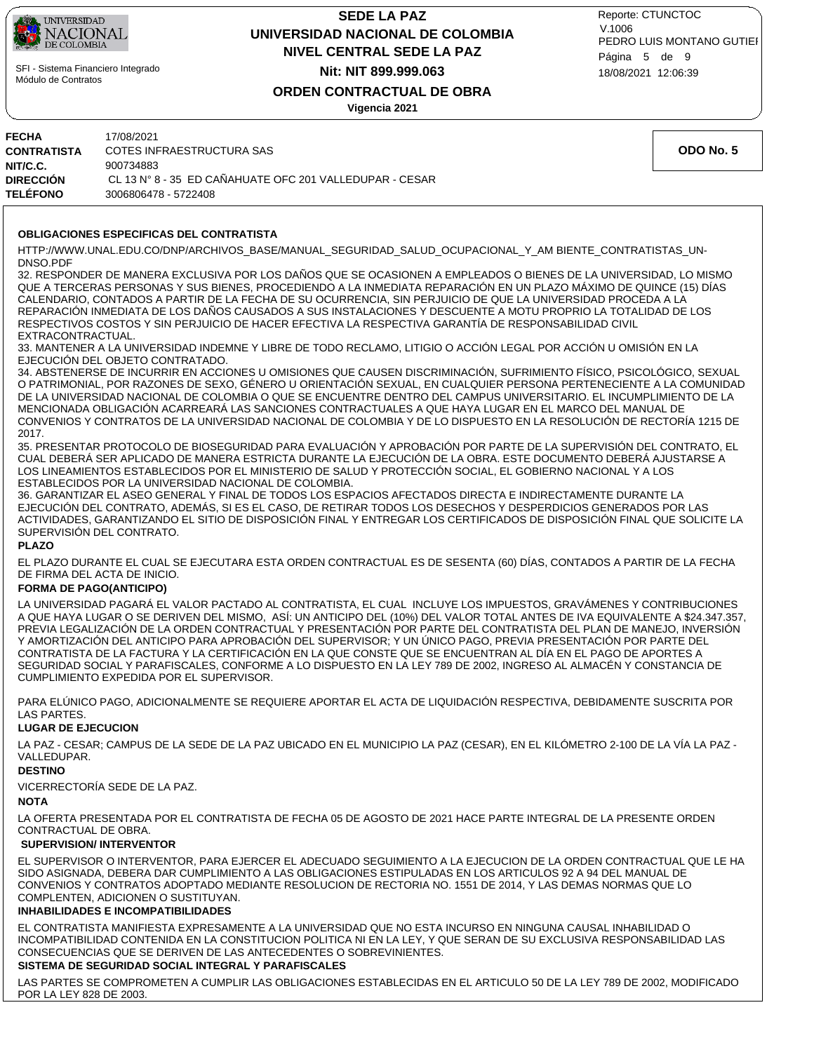| | |
|---|---|
| **FECHA** | 17/08/2021 |
| **CONTRATISTA** | COTES INFRAESTRUCTURA SAS |
| **NIT/C.C.** | 900734883 |
| **DIRECCIÓN** | CL 13 N° 8 - 35 ED CAÑAHUATE OFC 201 VALLEDUPAR - CESAR |
| **TELÉFONO** | 3006806478 - 5722408 |

**ODO No. 5**

**OBLIGACIONES ESPECIFICAS DEL CONTRATISTA**

HTTP://WWW.UNAL.EDU.CO/DNP/ARCHIVOS_BASE/MANUAL_SEGURIDAD_SALUD_OCUPACIONAL_Y_AM BIENTE_CONTRATISTAS_UN-DNSO.PDF

32. RESPONDER DE MANERA EXCLUSIVA POR LOS DAÑOS QUE SE OCASIONEN A EMPLEADOS O BIENES DE LA UNIVERSIDAD, LO MISMO QUE A TERCERAS PERSONAS Y SUS BIENES, PROCEDIENDO A LA INMEDIATA REPARACIÓN EN UN PLAZO MÁXIMO DE QUINCE (15) DÍAS CALENDARIO, CONTADOS A PARTIR DE LA FECHA DE SU OCURRENCIA, SIN PERJUICIO DE QUE LA UNIVERSIDAD PROCEDA A LA REPARACIÓN INMEDIATA DE LOS DAÑOS CAUSADOS A SUS INSTALACIONES Y DESCUENTE A MOTU PROPRIO LA TOTALIDAD DE LOS RESPECTIVOS COSTOS Y SIN PERJUICIO DE HACER EFECTIVA LA RESPECTIVA GARANTÍA DE RESPONSABILIDAD CIVIL EXTRACONTRACTUAL.
33. MANTENER A LA UNIVERSIDAD INDEMNE Y LIBRE DE TODO RECLAMO, LITIGIO O ACCIÓN LEGAL POR ACCIÓN U OMISIÓN EN LA EJECUCIÓN DEL OBJETO CONTRATADO.
34. ABSTENERSE DE INCURRIR EN ACCIONES U OMISIONES QUE CAUSEN DISCRIMINACIÓN, SUFRIMIENTO FÍSICO, PSICOLÓGICO, SEXUAL O PATRIMONIAL, POR RAZONES DE SEXO, GÉNERO U ORIENTACIÓN SEXUAL, EN CUALQUIER PERSONA PERTENECIENTE A LA COMUNIDAD DE LA UNIVERSIDAD NACIONAL DE COLOMBIA O QUE SE ENCUENTRE DENTRO DEL CAMPUS UNIVERSITARIO. EL INCUMPLIMIENTO DE LA MENCIONADA OBLIGACIÓN ACARREARÁ LAS SANCIONES CONTRACTUALES A QUE HAYA LUGAR EN EL MARCO DEL MANUAL DE CONVENIOS Y CONTRATOS DE LA UNIVERSIDAD NACIONAL DE COLOMBIA Y DE LO DISPUESTO EN LA RESOLUCIÓN DE RECTORÍA 1215 DE 2017.
35. PRESENTAR PROTOCOLO DE BIOSEGURIDAD PARA EVALUACIÓN Y APROBACIÓN POR PARTE DE LA SUPERVISIÓN DEL CONTRATO, EL CUAL DEBERÁ SER APLICADO DE MANERA ESTRICTA DURANTE LA EJECUCIÓN DE LA OBRA. ESTE DOCUMENTO DEBERÁ AJUSTARSE A LOS LINEAMIENTOS ESTABLECIDOS POR EL MINISTERIO DE SALUD Y PROTECCIÓN SOCIAL, EL GOBIERNO NACIONAL Y A LOS ESTABLECIDOS POR LA UNIVERSIDAD NACIONAL DE COLOMBIA.
36. GARANTIZAR EL ASEO GENERAL Y FINAL DE TODOS LOS ESPACIOS AFECTADOS DIRECTA E INDIRECTAMENTE DURANTE LA EJECUCIÓN DEL CONTRATO, ADEMÁS, SI ES EL CASO, DE RETIRAR TODOS LOS DESECHOS Y DESPERDICIOS GENERADOS POR LAS ACTIVIDADES, GARANTIZANDO EL SITIO DE DISPOSICIÓN FINAL Y ENTREGAR LOS CERTIFICADOS DE DISPOSICIÓN FINAL QUE SOLICITE LA SUPERVISIÓN DEL CONTRATO.

**PLAZO**

EL PLAZO DURANTE EL CUAL SE EJECUTARA ESTA ORDEN CONTRACTUAL ES DE SESENTA (60) DÍAS, CONTADOS A PARTIR DE LA FECHA DE FIRMA DEL ACTA DE INICIO.

**FORMA DE PAGO(ANTICIPO)**

LA UNIVERSIDAD PAGARÁ EL VALOR PACTADO AL CONTRATISTA, EL CUAL INCLUYE LOS IMPUESTOS, GRAVÁMENES Y CONTRIBUCIONES A QUE HAYA LUGAR O SE DERIVEN DEL MISMO, ASÍ: UN ANTICIPO DEL (10%) DEL VALOR TOTAL ANTES DE IVA EQUIVALENTE A $24.347.357, PREVIA LEGALIZACIÓN DE LA ORDEN CONTRACTUAL Y PRESENTACIÓN POR PARTE DEL CONTRATISTA DEL PLAN DE MANEJO, INVERSIÓN Y AMORTIZACIÓN DEL ANTICIPO PARA APROBACIÓN DEL SUPERVISOR; Y UN ÚNICO PAGO, PREVIA PRESENTACIÓN POR PARTE DEL CONTRATISTA DE LA FACTURA Y LA CERTIFICACIÓN EN LA QUE CONSTE QUE SE ENCUENTRAN AL DÍA EN EL PAGO DE APORTES A SEGURIDAD SOCIAL Y PARAFISCALES, CONFORME A LO DISPUESTO EN LA LEY 789 DE 2002, INGRESO AL ALMACÉN Y CONSTANCIA DE CUMPLIMIENTO EXPEDIDA POR EL SUPERVISOR.

PARA ELÚNICO PAGO, ADICIONALMENTE SE REQUIERE APORTAR EL ACTA DE LIQUIDACIÓN RESPECTIVA, DEBIDAMENTE SUSCRITA POR LAS PARTES.

**LUGAR DE EJECUCION**

LA PAZ - CESAR; CAMPUS DE LA SEDE DE LA PAZ UBICADO EN EL MUNICIPIO LA PAZ (CESAR), EN EL KILÓMETRO 2-100 DE LA VÍA LA PAZ - VALLEDUPAR.

**DESTINO**

VICERRECTORÍA SEDE DE LA PAZ.

**NOTA**

LA OFERTA PRESENTADA POR EL CONTRATISTA DE FECHA 05 DE AGOSTO DE 2021 HACE PARTE INTEGRAL DE LA PRESENTE ORDEN CONTRACTUAL DE OBRA.

**SUPERVISION/ INTERVENTOR**

EL SUPERVISOR O INTERVENTOR, PARA EJERCER EL ADECUADO SEGUIMIENTO A LA EJECUCION DE LA ORDEN CONTRACTUAL QUE LE HA SIDO ASIGNADA, DEBERA DAR CUMPLIMIENTO A LAS OBLIGACIONES ESTIPULADAS EN LOS ARTICULOS 92 A 94 DEL MANUAL DE CONVENIOS Y CONTRATOS ADOPTADO MEDIANTE RESOLUCION DE RECTORIA NO. 1551 DE 2014, Y LAS DEMAS NORMAS QUE LO COMPLENTEN, ADICIONEN O SUSTITUYAN.

**INHABILIDADES E INCOMPATIBILIDADES**

EL CONTRATISTA MANIFIESTA EXPRESAMENTE A LA UNIVERSIDAD QUE NO ESTA INCURSO EN NINGUNA CAUSAL INHABILIDAD O INCOMPATIBILIDAD CONTENIDA EN LA CONSTITUCION POLITICA NI EN LA LEY, Y QUE SERAN DE SU EXCLUSIVA RESPONSABILIDAD LAS CONSECUENCIAS QUE SE DERIVEN DE LAS ANTECEDENTES O SOBREVINIENTES.

**SISTEMA DE SEGURIDAD SOCIAL INTEGRAL Y PARAFISCALES**

LAS PARTES SE COMPROMETEN A CUMPLIR LAS OBLIGACIONES ESTABLECIDAS EN EL ARTICULO 50 DE LA LEY 789 DE 2002, MODIFICADO POR LA LEY 828 DE 2003.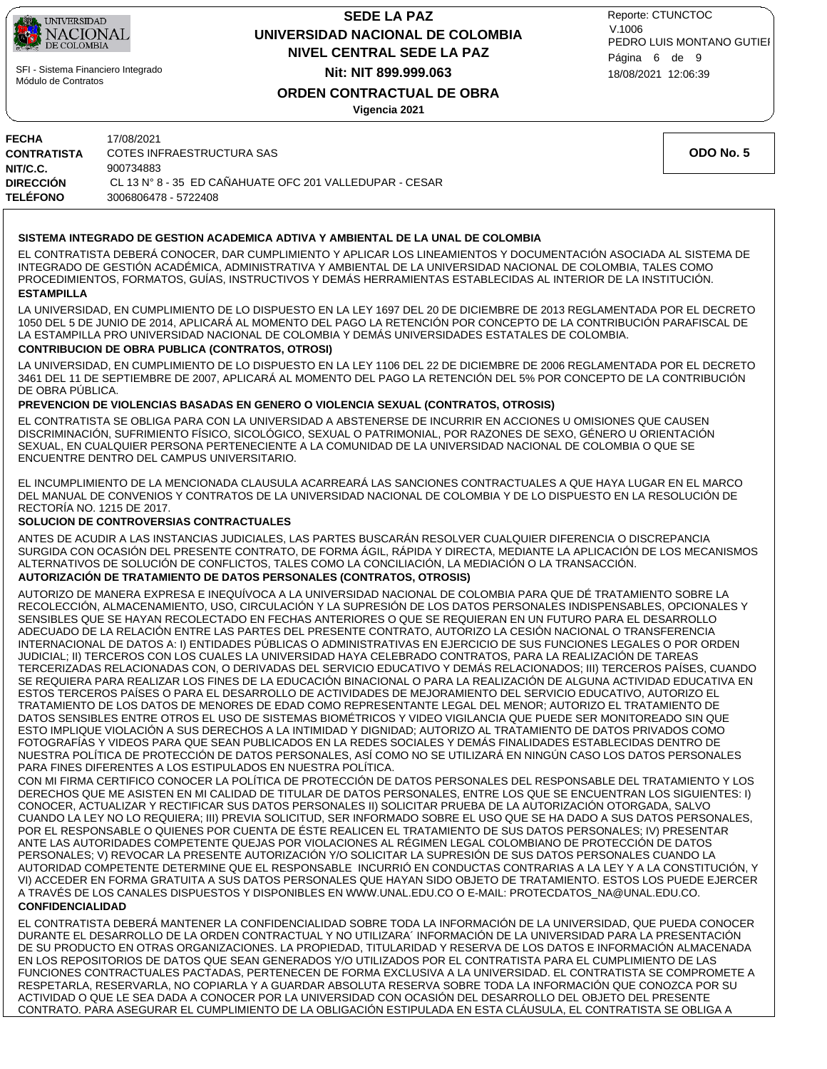| | |
|---|---|
| **FECHA** | 17/08/2021 |
| **CONTRATISTA** | COTES INFRAESTRUCTURA SAS |
| **NIT/C.C.** | 900734883 |
| **DIRECCIÓN** | CL 13 N° 8 - 35 ED CAÑAHUATE OFC 201 VALLEDUPAR - CESAR |
| **TELÉFONO** | 3006806478 - 5722408 |

**ODO No. 5**

**SISTEMA INTEGRADO DE GESTION ACADEMICA ADTIVA Y AMBIENTAL DE LA UNAL DE COLOMBIA**

EL CONTRATISTA DEBERÁ CONOCER, DAR CUMPLIMIENTO Y APLICAR LOS LINEAMIENTOS Y DOCUMENTACIÓN ASOCIADA AL SISTEMA DE INTEGRADO DE GESTIÓN ACADÉMICA, ADMINISTRATIVA Y AMBIENTAL DE LA UNIVERSIDAD NACIONAL DE COLOMBIA, TALES COMO PROCEDIMIENTOS, FORMATOS, GUÍAS, INSTRUCTIVOS Y DEMÁS HERRAMIENTAS ESTABLECIDAS AL INTERIOR DE LA INSTITUCIÓN.

**ESTAMPILLA**

LA UNIVERSIDAD, EN CUMPLIMIENTO DE LO DISPUESTO EN LA LEY 1697 DEL 20 DE DICIEMBRE DE 2013 REGLAMENTADA POR EL DECRETO 1050 DEL 5 DE JUNIO DE 2014, APLICARÁ AL MOMENTO DEL PAGO LA RETENCIÓN POR CONCEPTO DE LA CONTRIBUCIÓN PARAFISCAL DE LA ESTAMPILLA PRO UNIVERSIDAD NACIONAL DE COLOMBIA Y DEMÁS UNIVERSIDADES ESTATALES DE COLOMBIA.

**CONTRIBUCION DE OBRA PUBLICA (CONTRATOS, OTROSI)**

LA UNIVERSIDAD, EN CUMPLIMIENTO DE LO DISPUESTO EN LA LEY 1106 DEL 22 DE DICIEMBRE DE 2006 REGLAMENTADA POR EL DECRETO 3461 DEL 11 DE SEPTIEMBRE DE 2007, APLICARÁ AL MOMENTO DEL PAGO LA RETENCIÓN DEL 5% POR CONCEPTO DE LA CONTRIBUCIÓN DE OBRA PÚBLICA.

**PREVENCION DE VIOLENCIAS BASADAS EN GENERO O VIOLENCIA SEXUAL (CONTRATOS, OTROSIS)**

EL CONTRATISTA SE OBLIGA PARA CON LA UNIVERSIDAD A ABSTENERSE DE INCURRIR EN ACCIONES U OMISIONES QUE CAUSEN DISCRIMINACIÓN, SUFRIMIENTO FÍSICO, SICOLÓGICO, SEXUAL O PATRIMONIAL, POR RAZONES DE SEXO, GÉNERO U ORIENTACIÓN SEXUAL, EN CUALQUIER PERSONA PERTENECIENTE A LA COMUNIDAD DE LA UNIVERSIDAD NACIONAL DE COLOMBIA O QUE SE ENCUENTRE DENTRO DEL CAMPUS UNIVERSITARIO.

EL INCUMPLIMIENTO DE LA MENCIONADA CLAUSULA ACARREARÁ LAS SANCIONES CONTRACTUALES A QUE HAYA LUGAR EN EL MARCO DEL MANUAL DE CONVENIOS Y CONTRATOS DE LA UNIVERSIDAD NACIONAL DE COLOMBIA Y DE LO DISPUESTO EN LA RESOLUCIÓN DE RECTORÍA NO. 1215 DE 2017.

**SOLUCION DE CONTROVERSIAS CONTRACTUALES**

ANTES DE ACUDIR A LAS INSTANCIAS JUDICIALES, LAS PARTES BUSCARÁN RESOLVER CUALQUIER DIFERENCIA O DISCREPANCIA SURGIDA CON OCASIÓN DEL PRESENTE CONTRATO, DE FORMA ÁGIL, RÁPIDA Y DIRECTA, MEDIANTE LA APLICACIÓN DE LOS MECANISMOS ALTERNATIVOS DE SOLUCIÓN DE CONFLICTOS, TALES COMO LA CONCILIACIÓN, LA MEDIACIÓN O LA TRANSACCIÓN.

**AUTORIZACIÓN DE TRATAMIENTO DE DATOS PERSONALES (CONTRATOS, OTROSIS)**

AUTORIZO DE MANERA EXPRESA E INEQUÍVOCA A LA UNIVERSIDAD NACIONAL DE COLOMBIA PARA QUE DÉ TRATAMIENTO SOBRE LA RECOLECCIÓN, ALMACENAMIENTO, USO, CIRCULACIÓN Y LA SUPRESIÓN DE LOS DATOS PERSONALES INDISPENSABLES, OPCIONALES Y SENSIBLES QUE SE HAYAN RECOLECTADO EN FECHAS ANTERIORES O QUE SE REQUIERAN EN UN FUTURO PARA EL DESARROLLO ADECUADO DE LA RELACIÓN ENTRE LAS PARTES DEL PRESENTE CONTRATO, AUTORIZO LA CESIÓN NACIONAL O TRANSFERENCIA INTERNACIONAL DE DATOS A: I) ENTIDADES PÚBLICAS O ADMINISTRATIVAS EN EJERCICIO DE SUS FUNCIONES LEGALES O POR ORDEN JUDICIAL; II) TERCEROS CON LOS CUALES LA UNIVERSIDAD HAYA CELEBRADO CONTRATOS, PARA LA REALIZACIÓN DE TAREAS TERCERIZADAS RELACIONADAS CON, O DERIVADAS DEL SERVICIO EDUCATIVO Y DEMÁS RELACIONADOS; III) TERCEROS PAÍSES, CUANDO SE REQUIERA PARA REALIZAR LOS FINES DE LA EDUCACIÓN BINACIONAL O PARA LA REALIZACIÓN DE ALGUNA ACTIVIDAD EDUCATIVA EN ESTOS TERCEROS PAÍSES O PARA EL DESARROLLO DE ACTIVIDADES DE MEJORAMIENTO DEL SERVICIO EDUCATIVO, AUTORIZO EL TRATAMIENTO DE LOS DATOS DE MENORES DE EDAD COMO REPRESENTANTE LEGAL DEL MENOR; AUTORIZO EL TRATAMIENTO DE DATOS SENSIBLES ENTRE OTROS EL USO DE SISTEMAS BIOMÉTRICOS Y VIDEO VIGILANCIA QUE PUEDE SER MONITOREADO SIN QUE ESTO IMPLIQUE VIOLACIÓN A SUS DERECHOS A LA INTIMIDAD Y DIGNIDAD; AUTORIZO AL TRATAMIENTO DE DATOS PRIVADOS COMO FOTOGRAFÍAS Y VIDEOS PARA QUE SEAN PUBLICADOS EN LA REDES SOCIALES Y DEMÁS FINALIDADES ESTABLECIDAS DENTRO DE NUESTRA POLÍTICA DE PROTECCIÓN DE DATOS PERSONALES, ASÍ COMO NO SE UTILIZARÁ EN NINGÚN CASO LOS DATOS PERSONALES PARA FINES DIFERENTES A LOS ESTIPULADOS EN NUESTRA POLÍTICA.

CON MI FIRMA CERTIFICO CONOCER LA POLÍTICA DE PROTECCIÓN DE DATOS PERSONALES DEL RESPONSABLE DEL TRATAMIENTO Y LOS DERECHOS QUE ME ASISTEN EN MI CALIDAD DE TITULAR DE DATOS PERSONALES, ENTRE LOS QUE SE ENCUENTRAN LOS SIGUIENTES: I) CONOCER, ACTUALIZAR Y RECTIFICAR SUS DATOS PERSONALES II) SOLICITAR PRUEBA DE LA AUTORIZACIÓN OTORGADA, SALVO CUANDO LA LEY NO LO REQUIERA; III) PREVIA SOLICITUD, SER INFORMADO SOBRE EL USO QUE SE HA DADO A SUS DATOS PERSONALES, POR EL RESPONSABLE O QUIENES POR CUENTA DE ÉSTE REALICEN EL TRATAMIENTO DE SUS DATOS PERSONALES; IV) PRESENTAR ANTE LAS AUTORIDADES COMPETENTE QUEJAS POR VIOLACIONES AL RÉGIMEN LEGAL COLOMBIANO DE PROTECCIÓN DE DATOS PERSONALES; V) REVOCAR LA PRESENTE AUTORIZACIÓN Y/O SOLICITAR LA SUPRESIÓN DE SUS DATOS PERSONALES CUANDO LA AUTORIDAD COMPETENTE DETERMINE QUE EL RESPONSABLE INCURRIÓ EN CONDUCTAS CONTRARIAS A LA LEY Y A LA CONSTITUCIÓN, Y VI) ACCEDER EN FORMA GRATUITA A SUS DATOS PERSONALES QUE HAYAN SIDO OBJETO DE TRATAMIENTO. ESTOS LOS PUEDE EJERCER A TRAVÉS DE LOS CANALES DISPUESTOS Y DISPONIBLES EN WWW.UNAL.EDU.CO O E-MAIL: PROTECDATOS_NA@UNAL.EDU.CO.

**CONFIDENCIALIDAD**

EL CONTRATISTA DEBERÁ MANTENER LA CONFIDENCIALIDAD SOBRE TODA LA INFORMACIÓN DE LA UNIVERSIDAD, QUE PUEDA CONOCER DURANTE EL DESARROLLO DE LA ORDEN CONTRACTUAL Y NO UTILIZARA´ INFORMACIÓN DE LA UNIVERSIDAD PARA LA PRESENTACIÓN DE SU PRODUCTO EN OTRAS ORGANIZACIONES. LA PROPIEDAD, TITULARIDAD Y RESERVA DE LOS DATOS E INFORMACIÓN ALMACENADA EN LOS REPOSITORIOS DE DATOS QUE SEAN GENERADOS Y/O UTILIZADOS POR EL CONTRATISTA PARA EL CUMPLIMIENTO DE LAS FUNCIONES CONTRACTUALES PACTADAS, PERTENECEN DE FORMA EXCLUSIVA A LA UNIVERSIDAD. EL CONTRATISTA SE COMPROMETE A RESPETARLA, RESERVARLA, NO COPIARLA Y A GUARDAR ABSOLUTA RESERVA SOBRE TODA LA INFORMACIÓN QUE CONOZCA POR SU ACTIVIDAD O QUE LE SEA DADA A CONOCER POR LA UNIVERSIDAD CON OCASIÓN DEL DESARROLLO DEL OBJETO DEL PRESENTE CONTRATO. PARA ASEGURAR EL CUMPLIMIENTO DE LA OBLIGACIÓN ESTIPULADA EN ESTA CLÁUSULA, EL CONTRATISTA SE OBLIGA A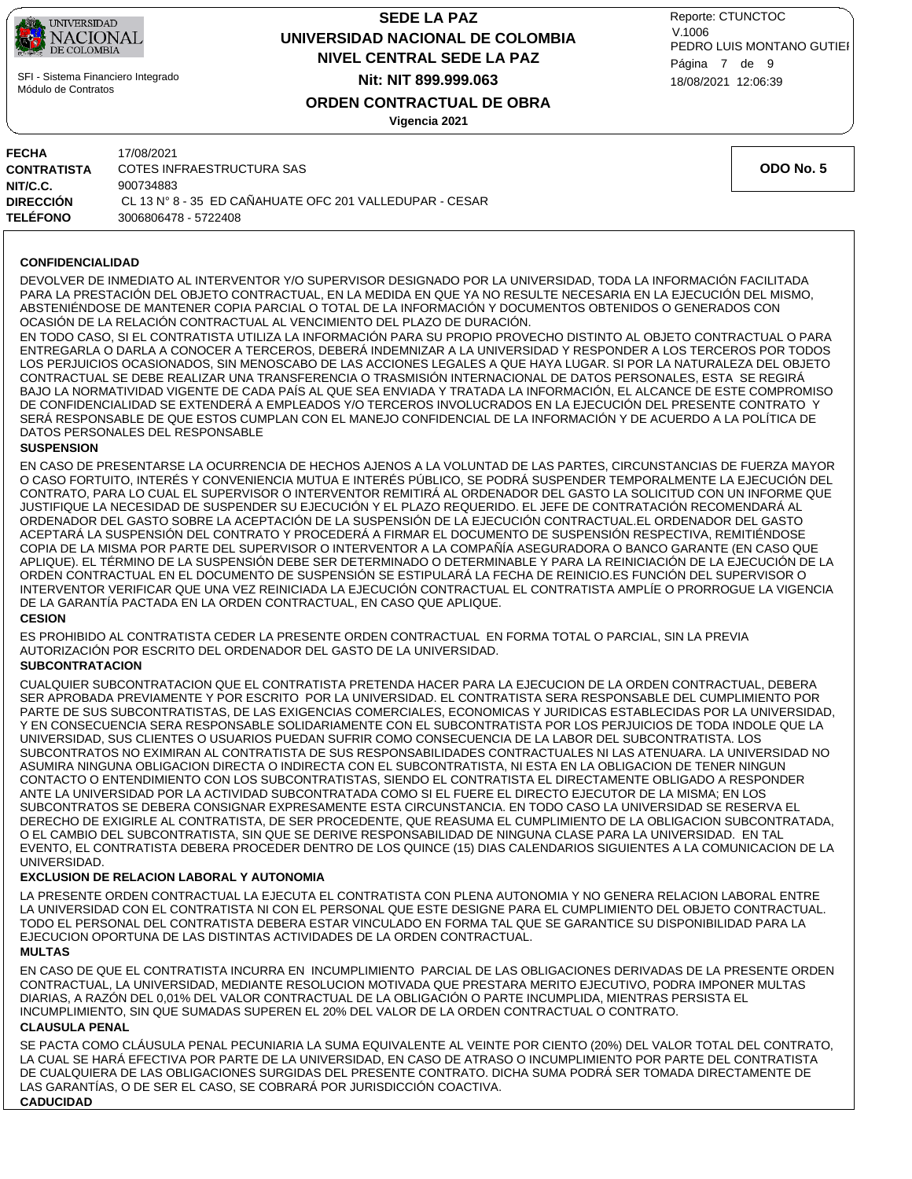**FECHA** 17/08/2021
**CONTRATISTA** COTES INFRAESTRUCTURA SAS
**NIT/C.C.** 900734883
**DIRECCIÓN** CL 13 N° 8 - 35 ED CAÑAHUATE OFC 201 VALLEDUPAR - CESAR
**TELÉFONO** 3006806478 - 5722408

**ODO No. 5**

**CONFIDENCIALIDAD**

DEVOLVER DE INMEDIATO AL INTERVENTOR Y/O SUPERVISOR DESIGNADO POR LA UNIVERSIDAD, TODA LA INFORMACIÓN FACILITADA PARA LA PRESTACIÓN DEL OBJETO CONTRACTUAL, EN LA MEDIDA EN QUE YA NO RESULTE NECESARIA EN LA EJECUCIÓN DEL MISMO, ABSTENIÉNDOSE DE MANTENER COPIA PARCIAL O TOTAL DE LA INFORMACIÓN Y DOCUMENTOS OBTENIDOS O GENERADOS CON OCASIÓN DE LA RELACIÓN CONTRACTUAL AL VENCIMIENTO DEL PLAZO DE DURACIÓN.
EN TODO CASO, SI EL CONTRATISTA UTILIZA LA INFORMACIÓN PARA SU PROPIO PROVECHO DISTINTO AL OBJETO CONTRACTUAL O PARA ENTREGARLA O DARLA A CONOCER A TERCEROS, DEBERÁ INDEMNIZAR A LA UNIVERSIDAD Y RESPONDER A LOS TERCEROS POR TODOS LOS PERJUICIOS OCASIONADOS, SIN MENOSCABO DE LAS ACCIONES LEGALES A QUE HAYA LUGAR. SI POR LA NATURALEZA DEL OBJETO CONTRACTUAL SE DEBE REALIZAR UNA TRANSFERENCIA O TRASMISIÓN INTERNACIONAL DE DATOS PERSONALES, ESTA SE REGIRÁ BAJO LA NORMATIVIDAD VIGENTE DE CADA PAÍS AL QUE SEA ENVIADA Y TRATADA LA INFORMACIÓN, EL ALCANCE DE ESTE COMPROMISO DE CONFIDENCIALIDAD SE EXTENDERÁ A EMPLEADOS Y/O TERCEROS INVOLUCRADOS EN LA EJECUCIÓN DEL PRESENTE CONTRATO Y SERÁ RESPONSABLE DE QUE ESTOS CUMPLAN CON EL MANEJO CONFIDENCIAL DE LA INFORMACIÓN Y DE ACUERDO A LA POLÍTICA DE DATOS PERSONALES DEL RESPONSABLE

**SUSPENSION**

EN CASO DE PRESENTARSE LA OCURRENCIA DE HECHOS AJENOS A LA VOLUNTAD DE LAS PARTES, CIRCUNSTANCIAS DE FUERZA MAYOR O CASO FORTUITO, INTERÉS Y CONVENIENCIA MUTUA E INTERÉS PÚBLICO, SE PODRÁ SUSPENDER TEMPORALMENTE LA EJECUCIÓN DEL CONTRATO, PARA LO CUAL EL SUPERVISOR O INTERVENTOR REMITIRÁ AL ORDENADOR DEL GASTO LA SOLICITUD CON UN INFORME QUE JUSTIFIQUE LA NECESIDAD DE SUSPENDER SU EJECUCIÓN Y EL PLAZO REQUERIDO. EL JEFE DE CONTRATACIÓN RECOMENDARÁ AL ORDENADOR DEL GASTO SOBRE LA ACEPTACIÓN DE LA SUSPENSIÓN DE LA EJECUCIÓN CONTRACTUAL.EL ORDENADOR DEL GASTO ACEPTARÁ LA SUSPENSIÓN DEL CONTRATO Y PROCEDERÁ A FIRMAR EL DOCUMENTO DE SUSPENSIÓN RESPECTIVA, REMITIÉNDOSE COPIA DE LA MISMA POR PARTE DEL SUPERVISOR O INTERVENTOR A LA COMPAÑÍA ASEGURADORA O BANCO GARANTE (EN CASO QUE APLIQUE). EL TÉRMINO DE LA SUSPENSIÓN DEBE SER DETERMINADO O DETERMINABLE Y PARA LA REINICIACIÓN DE LA EJECUCIÓN DE LA ORDEN CONTRACTUAL EN EL DOCUMENTO DE SUSPENSIÓN SE ESTIPULARÁ LA FECHA DE REINICIO.ES FUNCIÓN DEL SUPERVISOR O INTERVENTOR VERIFICAR QUE UNA VEZ REINICIADA LA EJECUCIÓN CONTRACTUAL EL CONTRATISTA AMPLÍE O PRORROGUE LA VIGENCIA DE LA GARANTÍA PACTADA EN LA ORDEN CONTRACTUAL, EN CASO QUE APLIQUE.

**CESION**

ES PROHIBIDO AL CONTRATISTA CEDER LA PRESENTE ORDEN CONTRACTUAL EN FORMA TOTAL O PARCIAL, SIN LA PREVIA AUTORIZACIÓN POR ESCRITO DEL ORDENADOR DEL GASTO DE LA UNIVERSIDAD.

**SUBCONTRATACION**

CUALQUIER SUBCONTRATACION QUE EL CONTRATISTA PRETENDA HACER PARA LA EJECUCION DE LA ORDEN CONTRACTUAL, DEBERA SER APROBADA PREVIAMENTE Y POR ESCRITO POR LA UNIVERSIDAD. EL CONTRATISTA SERA RESPONSABLE DEL CUMPLIMIENTO POR PARTE DE SUS SUBCONTRATISTAS, DE LAS EXIGENCIAS COMERCIALES, ECONOMICAS Y JURIDICAS ESTABLECIDAS POR LA UNIVERSIDAD, Y EN CONSECUENCIA SERA RESPONSABLE SOLIDARIAMENTE CON EL SUBCONTRATISTA POR LOS PERJUICIOS DE TODA INDOLE QUE LA UNIVERSIDAD, SUS CLIENTES O USUARIOS PUEDAN SUFRIR COMO CONSECUENCIA DE LA LABOR DEL SUBCONTRATISTA. LOS SUBCONTRATOS NO EXIMIRAN AL CONTRATISTA DE SUS RESPONSABILIDADES CONTRACTUALES NI LAS ATENUARA. LA UNIVERSIDAD NO ASUMIRA NINGUNA OBLIGACION DIRECTA O INDIRECTA CON EL SUBCONTRATISTA, NI ESTA EN LA OBLIGACION DE TENER NINGUN CONTACTO O ENTENDIMIENTO CON LOS SUBCONTRATISTAS, SIENDO EL CONTRATISTA EL DIRECTAMENTE OBLIGADO A RESPONDER ANTE LA UNIVERSIDAD POR LA ACTIVIDAD SUBCONTRATADA COMO SI EL FUERE EL DIRECTO EJECUTOR DE LA MISMA; EN LOS SUBCONTRATOS SE DEBERA CONSIGNAR EXPRESAMENTE ESTA CIRCUNSTANCIA. EN TODO CASO LA UNIVERSIDAD SE RESERVA EL DERECHO DE EXIGIRLE AL CONTRATISTA, DE SER PROCEDENTE, QUE REASUMA EL CUMPLIMIENTO DE LA OBLIGACION SUBCONTRATADA, O EL CAMBIO DEL SUBCONTRATISTA, SIN QUE SE DERIVE RESPONSABILIDAD DE NINGUNA CLASE PARA LA UNIVERSIDAD. EN TAL EVENTO, EL CONTRATISTA DEBERA PROCEDER DENTRO DE LOS QUINCE (15) DIAS CALENDARIOS SIGUIENTES A LA COMUNICACION DE LA UNIVERSIDAD.

**EXCLUSION DE RELACION LABORAL Y AUTONOMIA**

LA PRESENTE ORDEN CONTRACTUAL LA EJECUTA EL CONTRATISTA CON PLENA AUTONOMIA Y NO GENERA RELACION LABORAL ENTRE LA UNIVERSIDAD CON EL CONTRATISTA NI CON EL PERSONAL QUE ESTE DESIGNE PARA EL CUMPLIMIENTO DEL OBJETO CONTRACTUAL. TODO EL PERSONAL DEL CONTRATISTA DEBERA ESTAR VINCULADO EN FORMA TAL QUE SE GARANTICE SU DISPONIBILIDAD PARA LA EJECUCION OPORTUNA DE LAS DISTINTAS ACTIVIDADES DE LA ORDEN CONTRACTUAL.

**MULTAS**

EN CASO DE QUE EL CONTRATISTA INCURRA EN INCUMPLIMIENTO PARCIAL DE LAS OBLIGACIONES DERIVADAS DE LA PRESENTE ORDEN CONTRACTUAL, LA UNIVERSIDAD, MEDIANTE RESOLUCION MOTIVADA QUE PRESTARA MERITO EJECUTIVO, PODRA IMPONER MULTAS DIARIAS, A RAZÓN DEL 0,01% DEL VALOR CONTRACTUAL DE LA OBLIGACIÓN O PARTE INCUMPLIDA, MIENTRAS PERSISTA EL INCUMPLIMIENTO, SIN QUE SUMADAS SUPEREN EL 20% DEL VALOR DE LA ORDEN CONTRACTUAL O CONTRATO.

**CLAUSULA PENAL**

SE PACTA COMO CLÁUSULA PENAL PECUNIARIA LA SUMA EQUIVALENTE AL VEINTE POR CIENTO (20%) DEL VALOR TOTAL DEL CONTRATO, LA CUAL SE HARÁ EFECTIVA POR PARTE DE LA UNIVERSIDAD, EN CASO DE ATRASO O INCUMPLIMIENTO POR PARTE DEL CONTRATISTA DE CUALQUIERA DE LAS OBLIGACIONES SURGIDAS DEL PRESENTE CONTRATO. DICHA SUMA PODRÁ SER TOMADA DIRECTAMENTE DE LAS GARANTÍAS, O DE SER EL CASO, SE COBRARÁ POR JURISDICCIÓN COACTIVA.

**CADUCIDAD**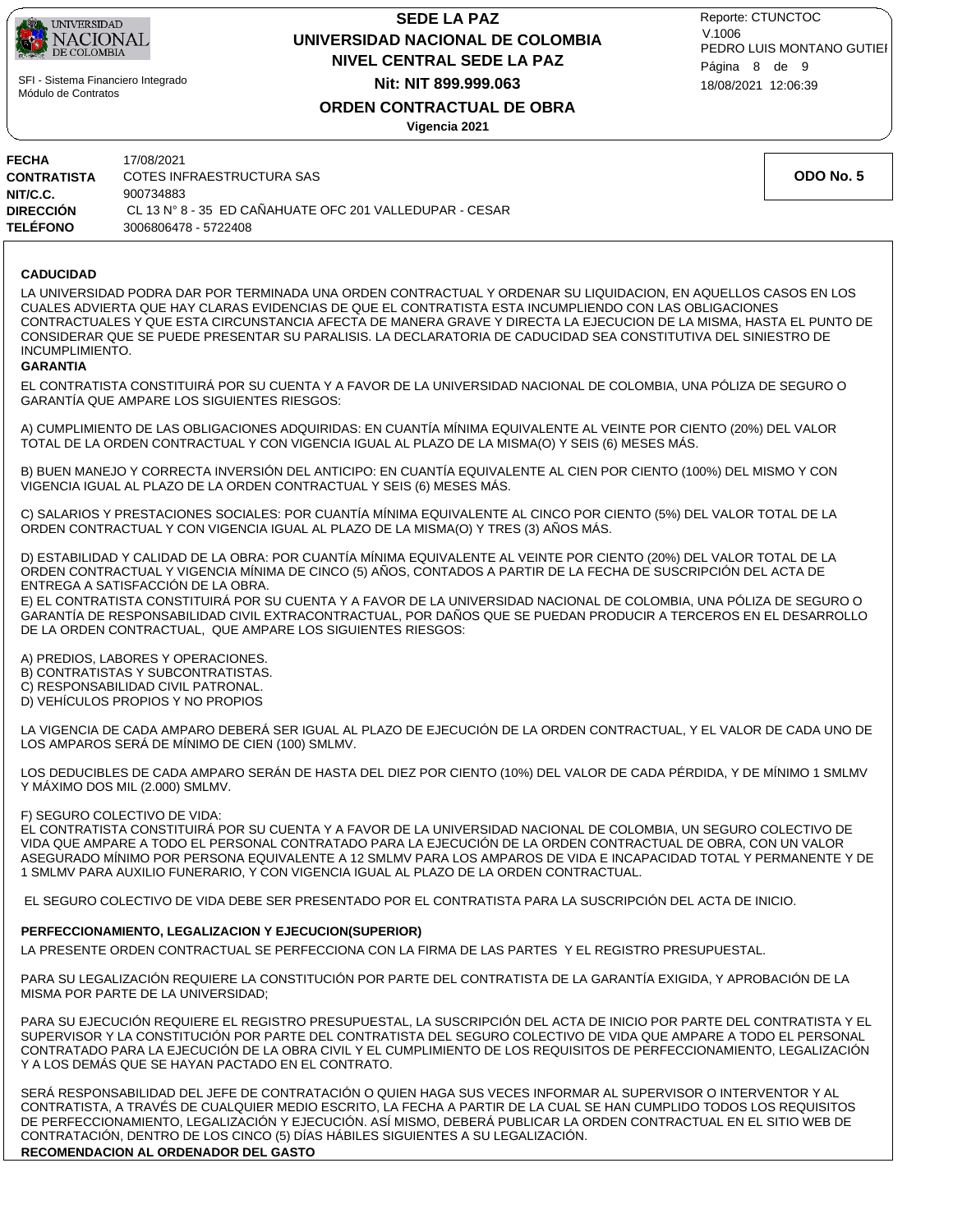**FECHA** 17/08/2021
**CONTRATISTA** COTES INFRAESTRUCTURA SAS
**NIT/C.C.** 900734883
**DIRECCIÓN** CL 13 N° 8 - 35 ED CAÑAHUATE OFC 201 VALLEDUPAR - CESAR
**TELÉFONO** 3006806478 - 5722408

**ODO No. 5**

**CADUCIDAD**

LA UNIVERSIDAD PODRA DAR POR TERMINADA UNA ORDEN CONTRACTUAL Y ORDENAR SU LIQUIDACION, EN AQUELLOS CASOS EN LOS CUALES ADVIERTA QUE HAY CLARAS EVIDENCIAS DE QUE EL CONTRATISTA ESTA INCUMPLIENDO CON LAS OBLIGACIONES CONTRACTUALES Y QUE ESTA CIRCUNSTANCIA AFECTA DE MANERA GRAVE Y DIRECTA LA EJECUCION DE LA MISMA, HASTA EL PUNTO DE CONSIDERAR QUE SE PUEDE PRESENTAR SU PARALISIS. LA DECLARATORIA DE CADUCIDAD SEA CONSTITUTIVA DEL SINIESTRO DE INCUMPLIMIENTO.

**GARANTIA**

EL CONTRATISTA CONSTITUIRÁ POR SU CUENTA Y A FAVOR DE LA UNIVERSIDAD NACIONAL DE COLOMBIA, UNA PÓLIZA DE SEGURO O GARANTÍA QUE AMPARE LOS SIGUIENTES RIESGOS:

A) CUMPLIMIENTO DE LAS OBLIGACIONES ADQUIRIDAS: EN CUANTÍA MÍNIMA EQUIVALENTE AL VEINTE POR CIENTO (20%) DEL VALOR TOTAL DE LA ORDEN CONTRACTUAL Y CON VIGENCIA IGUAL AL PLAZO DE LA MISMA(O) Y SEIS (6) MESES MÁS.

B) BUEN MANEJO Y CORRECTA INVERSIÓN DEL ANTICIPO: EN CUANTÍA EQUIVALENTE AL CIEN POR CIENTO (100%) DEL MISMO Y CON VIGENCIA IGUAL AL PLAZO DE LA ORDEN CONTRACTUAL Y SEIS (6) MESES MÁS.

C) SALARIOS Y PRESTACIONES SOCIALES: POR CUANTÍA MÍNIMA EQUIVALENTE AL CINCO POR CIENTO (5%) DEL VALOR TOTAL DE LA ORDEN CONTRACTUAL Y CON VIGENCIA IGUAL AL PLAZO DE LA MISMA(O) Y TRES (3) AÑOS MÁS.

D) ESTABILIDAD Y CALIDAD DE LA OBRA: POR CUANTÍA MÍNIMA EQUIVALENTE AL VEINTE POR CIENTO (20%) DEL VALOR TOTAL DE LA ORDEN CONTRACTUAL Y VIGENCIA MÍNIMA DE CINCO (5) AÑOS, CONTADOS A PARTIR DE LA FECHA DE SUSCRIPCIÓN DEL ACTA DE ENTREGA A SATISFACCIÓN DE LA OBRA.

E) EL CONTRATISTA CONSTITUIRÁ POR SU CUENTA Y A FAVOR DE LA UNIVERSIDAD NACIONAL DE COLOMBIA, UNA PÓLIZA DE SEGURO O GARANTÍA DE RESPONSABILIDAD CIVIL EXTRACONTRACTUAL, POR DAÑOS QUE SE PUEDAN PRODUCIR A TERCEROS EN EL DESARROLLO DE LA ORDEN CONTRACTUAL, QUE AMPARE LOS SIGUIENTES RIESGOS:

A) PREDIOS, LABORES Y OPERACIONES.
B) CONTRATISTAS Y SUBCONTRATISTAS.
C) RESPONSABILIDAD CIVIL PATRONAL.
D) VEHÍCULOS PROPIOS Y NO PROPIOS

LA VIGENCIA DE CADA AMPARO DEBERÁ SER IGUAL AL PLAZO DE EJECUCIÓN DE LA ORDEN CONTRACTUAL, Y EL VALOR DE CADA UNO DE LOS AMPAROS SERÁ DE MÍNIMO DE CIEN (100) SMLMV.

LOS DEDUCIBLES DE CADA AMPARO SERÁN DE HASTA DEL DIEZ POR CIENTO (10%) DEL VALOR DE CADA PÉRDIDA, Y DE MÍNIMO 1 SMLMV Y MÁXIMO DOS MIL (2.000) SMLMV.

F) SEGURO COLECTIVO DE VIDA:
EL CONTRATISTA CONSTITUIRÁ POR SU CUENTA Y A FAVOR DE LA UNIVERSIDAD NACIONAL DE COLOMBIA, UN SEGURO COLECTIVO DE VIDA QUE AMPARE A TODO EL PERSONAL CONTRATADO PARA LA EJECUCIÓN DE LA ORDEN CONTRACTUAL DE OBRA, CON UN VALOR ASEGURADO MÍNIMO POR PERSONA EQUIVALENTE A 12 SMLMV PARA LOS AMPAROS DE VIDA E INCAPACIDAD TOTAL Y PERMANENTE Y DE 1 SMLMV PARA AUXILIO FUNERARIO, Y CON VIGENCIA IGUAL AL PLAZO DE LA ORDEN CONTRACTUAL.

EL SEGURO COLECTIVO DE VIDA DEBE SER PRESENTADO POR EL CONTRATISTA PARA LA SUSCRIPCIÓN DEL ACTA DE INICIO.

**PERFECCIONAMIENTO, LEGALIZACION Y EJECUCION(SUPERIOR)**

LA PRESENTE ORDEN CONTRACTUAL SE PERFECCIONA CON LA FIRMA DE LAS PARTES Y EL REGISTRO PRESUPUESTAL.

PARA SU LEGALIZACIÓN REQUIERE LA CONSTITUCIÓN POR PARTE DEL CONTRATISTA DE LA GARANTÍA EXIGIDA, Y APROBACIÓN DE LA MISMA POR PARTE DE LA UNIVERSIDAD;

PARA SU EJECUCIÓN REQUIERE EL REGISTRO PRESUPUESTAL, LA SUSCRIPCIÓN DEL ACTA DE INICIO POR PARTE DEL CONTRATISTA Y EL SUPERVISOR Y LA CONSTITUCIÓN POR PARTE DEL CONTRATISTA DEL SEGURO COLECTIVO DE VIDA QUE AMPARE A TODO EL PERSONAL CONTRATADO PARA LA EJECUCIÓN DE LA OBRA CIVIL Y EL CUMPLIMIENTO DE LOS REQUISITOS DE PERFECCIONAMIENTO, LEGALIZACIÓN Y A LOS DEMÁS QUE SE HAYAN PACTADO EN EL CONTRATO.

SERÁ RESPONSABILIDAD DEL JEFE DE CONTRATACIÓN O QUIEN HAGA SUS VECES INFORMAR AL SUPERVISOR O INTERVENTOR Y AL CONTRATISTA, A TRAVÉS DE CUALQUIER MEDIO ESCRITO, LA FECHA A PARTIR DE LA CUAL SE HAN CUMPLIDO TODOS LOS REQUISITOS DE PERFECCIONAMIENTO, LEGALIZACIÓN Y EJECUCIÓN. ASÍ MISMO, DEBERÁ PUBLICAR LA ORDEN CONTRACTUAL EN EL SITIO WEB DE CONTRATACIÓN, DENTRO DE LOS CINCO (5) DÍAS HÁBILES SIGUIENTES A SU LEGALIZACIÓN.

**RECOMENDACION AL ORDENADOR DEL GASTO**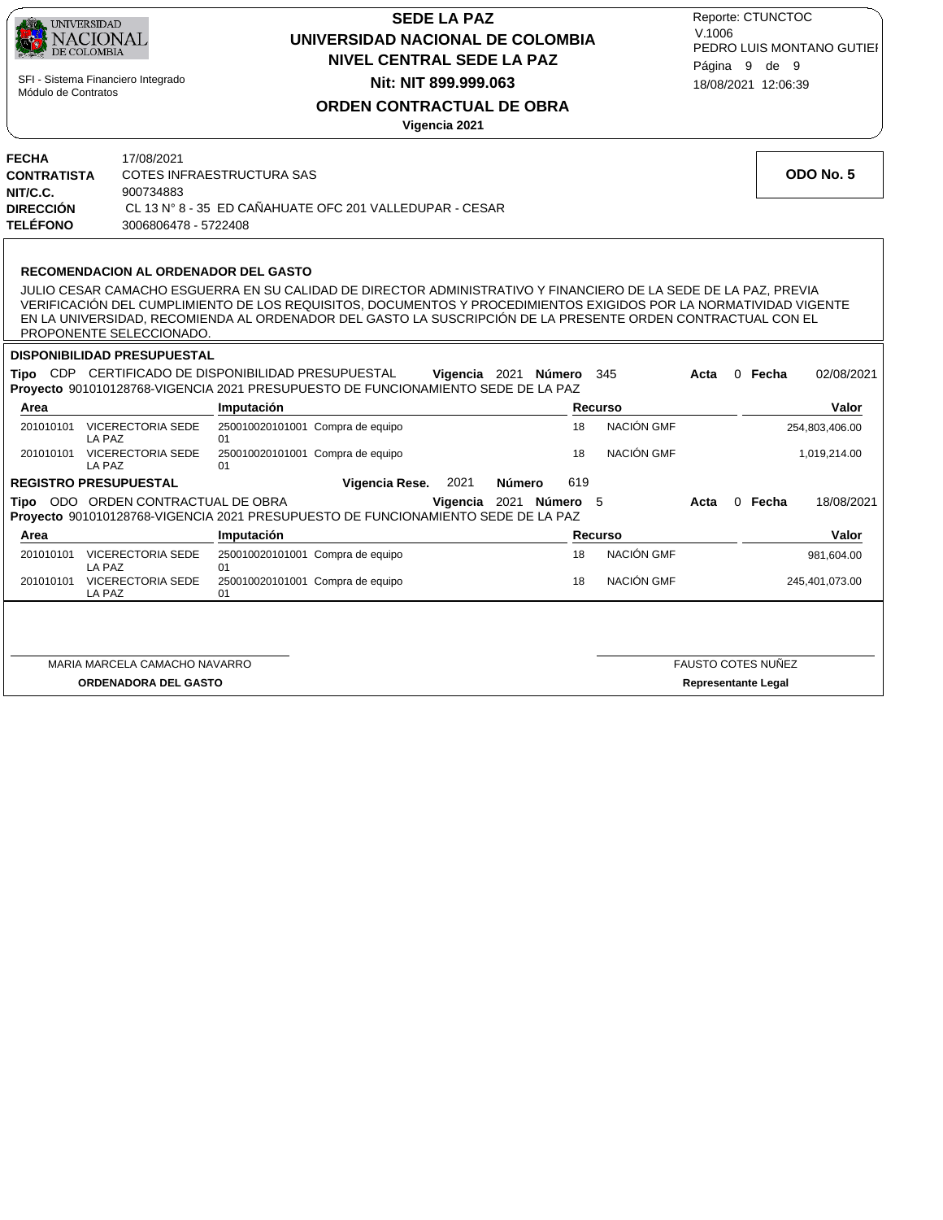UNIVERSIDAD NACIONAL DE COLOMBIA

SFI - Sistema Financiero Integrado
Módulo de Contratos

# SEDE LA PAZ
## UNIVERSIDAD NACIONAL DE COLOMBIA
## NIVEL CENTRAL SEDE LA PAZ
## Nit: NIT 899.999.063
## ORDEN CONTRACTUAL DE OBRA
**Vigencia 2021**

Reporte: CTUNCTOC
V.1006
PEDRO LUIS MONTANO GUTIEI
18/08/2021 12:06:39

**FECHA** 17/08/2021
**CONTRATISTA** COTES INFRAESTRUCTURA SAS
**NIT/C.C.** 900734883
**DIRECCIÓN** CL 13 N° 8 - 35 ED CAÑAHUATE OFC 201 VALLEDUPAR - CESAR
**TELÉFONO** 3006806478 - 5722408

**ODO No. 5**

**RECOMENDACION AL ORDENADOR DEL GASTO**

JULIO CESAR CAMACHO ESGUERRA EN SU CALIDAD DE DIRECTOR ADMINISTRATIVO Y FINANCIERO DE LA SEDE DE LA PAZ, PREVIA VERIFICACIÓN DEL CUMPLIMIENTO DE LOS REQUISITOS, DOCUMENTOS Y PROCEDIMIENTOS EXIGIDOS POR LA NORMATIVIDAD VIGENTE EN LA UNIVERSIDAD, RECOMIENDA AL ORDENADOR DEL GASTO LA SUSCRIPCIÓN DE LA PRESENTE ORDEN CONTRACTUAL CON EL PROPONENTE SELECCIONADO.

**DISPONIBILIDAD PRESUPUESTAL**

**Tipo** CDP CERTIFICADO DE DISPONIBILIDAD PRESUPUESTAL **Vigencia** 2021 **Número** 345 **Acta** 0 **Fecha** 02/08/2021
**Proyecto** 901010128768-VIGENCIA 2021 PRESUPUESTO DE FUNCIONAMIENTO SEDE DE LA PAZ

| Area | | Imputación | Recurso | | Valor |
|---|---|---|---|---|---|
| 201010101 | VICERECTORIA SEDE LA PAZ | 250010020101001 Compra de equipo 01 | 18 | NACIÓN GMF | 254,803,406.00 |
| 201010101 | VICERECTORIA SEDE LA PAZ | 250010020101001 Compra de equipo 01 | 18 | NACIÓN GMF | 1,019,214.00 |

**REGISTRO PRESUPUESTAL** **Vigencia Rese.** 2021 **Número** 619

**Tipo** ODO ORDEN CONTRACTUAL DE OBRA **Vigencia** 2021 **Número** 5 **Acta** 0 **Fecha** 18/08/2021
**Proyecto** 901010128768-VIGENCIA 2021 PRESUPUESTO DE FUNCIONAMIENTO SEDE DE LA PAZ

| Area | | Imputación | Recurso | | Valor |
|---|---|---|---|---|---|
| 201010101 | VICERECTORIA SEDE LA PAZ | 250010020101001 Compra de equipo 01 | 18 | NACIÓN GMF | 981,604.00 |
| 201010101 | VICERECTORIA SEDE LA PAZ | 250010020101001 Compra de equipo 01 | 18 | NACIÓN GMF | 245,401,073.00 |

MARIA MARCELA CAMACHO NAVARRO
**ORDENADORA DEL GASTO**

FAUSTO COTES NUÑEZ
**Representante Legal**